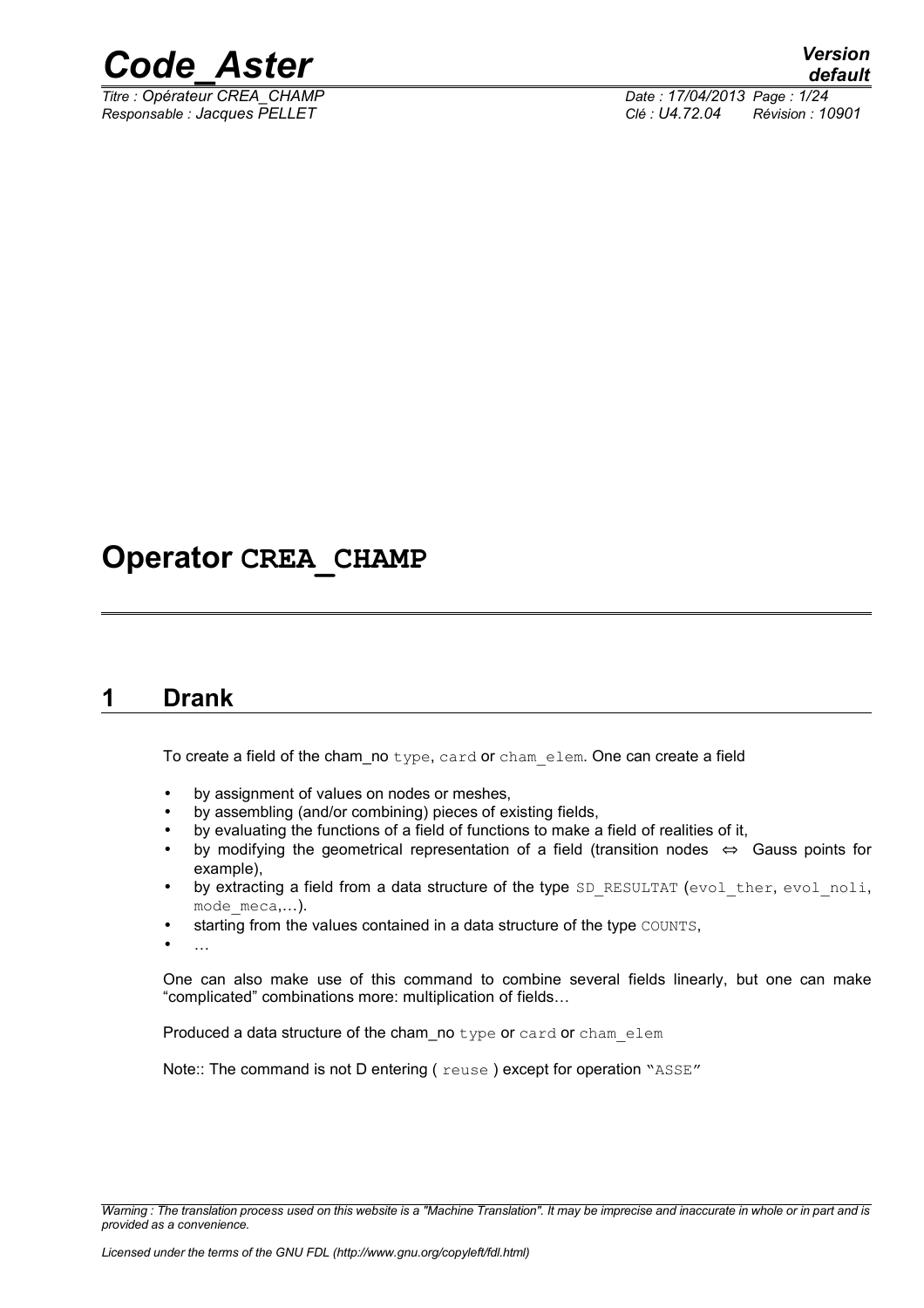# Operator CREA_CHAMP

## 1 Drank

To create a field of the cham_no type, card or cham_elem. One can create a field

- by assignment of values on nodes or meshes,
- by assembling (and/or combining) pieces of existing fields,
- by evaluating the functions of a field of functions to make a field of realities of it,
- by modifying the geometrical representation of a field (transition nodes ⇔ Gauss points for example),
- by extracting a field from a data structure of the type SD_RESULTAT (evol_ther, evol_noli, mode_meca,…).
- starting from the values contained in a data structure of the type COUNTS,
- …

One can also make use of this command to combine several fields linearly, but one can make "complicated" combinations more: multiplication of fields…

Produced a data structure of the cham_no type or card or cham_elem

Note:: The command is not D entering ( reuse ) except for operation "ASSE"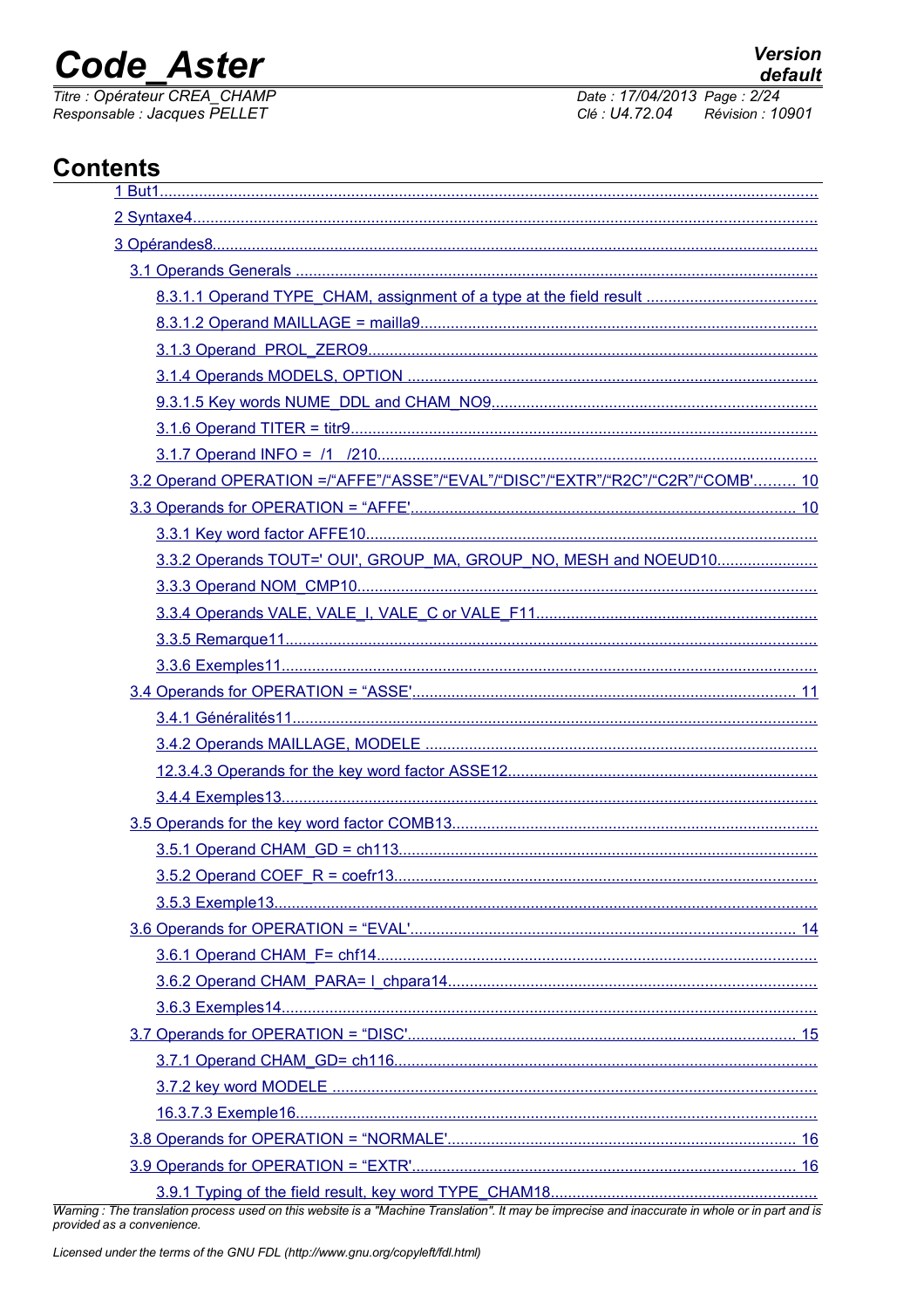# Contents

- 1 But1
- 2 Syntaxe4
- 3 Opérandes8
  - 3.1 Operands Generals
    - 8.3.1.1 Operand TYPE_CHAM, assignment of a type at the field result
    - 8.3.1.2 Operand MAILLAGE = mailla9
    - 3.1.3 Operand  PROL_ZERO9
    - 3.1.4 Operands MODELS, OPTION
    - 9.3.1.5 Key words NUME_DDL and CHAM_NO9
    - 3.1.6 Operand TITER = titr9
    - 3.1.7 Operand INFO =  /1   /210
  - 3.2 Operand OPERATION =/"AFFE"/"ASSE"/"EVAL"/"DISC"/"EXTR"/"R2C"/"C2R"/"COMB' ......... 10
  - 3.3 Operands for OPERATION = "AFFE' ......... 10
    - 3.3.1 Key word factor AFFE10
    - 3.3.2 Operands TOUT=' OUI', GROUP_MA, GROUP_NO, MESH and NOEUD10
    - 3.3.3 Operand NOM_CMP10
    - 3.3.4 Operands VALE, VALE_I, VALE_C or VALE_F11
    - 3.3.5 Remarque11
    - 3.3.6 Exemples11
  - 3.4 Operands for OPERATION = "ASSE' ......... 11
    - 3.4.1 Généralités11
    - 3.4.2 Operands MAILLAGE, MODELE
    - 12.3.4.3 Operands for the key word factor ASSE12
    - 3.4.4 Exemples13
  - 3.5 Operands for the key word factor COMB13
    - 3.5.1 Operand CHAM_GD = ch113
    - 3.5.2 Operand COEF_R = coefr13
    - 3.5.3 Exemple13
  - 3.6 Operands for OPERATION = "EVAL' ......... 14
    - 3.6.1 Operand CHAM_F= chf14
    - 3.6.2 Operand CHAM_PARA= l_chpara14
    - 3.6.3 Exemples14
  - 3.7 Operands for OPERATION = "DISC' ......... 15
    - 3.7.1 Operand CHAM_GD= ch116
    - 3.7.2 key word MODELE
    - 16.3.7.3 Exemple16
  - 3.8 Operands for OPERATION = "NORMALE' ......... 16
  - 3.9 Operands for OPERATION = "EXTR' ......... 16
    - 3.9.1 Typing of the field result, key word TYPE_CHAM18

*Warning : The translation process used on this website is a "Machine Translation". It may be imprecise and inaccurate in whole or in part and is provided as a convenience.*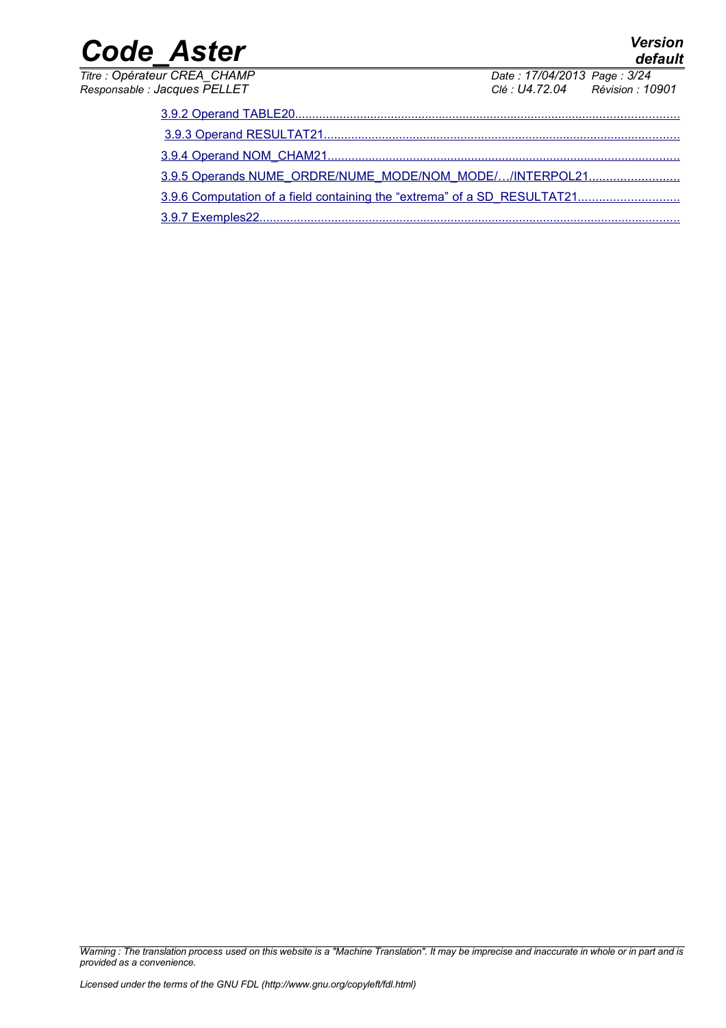3.9.2 Operand TABLE20

3.9.3 Operand RESULTAT21

3.9.4 Operand NOM_CHAM21

3.9.5 Operands NUME_ORDRE/NUME_MODE/NOM_MODE/…/INTERPOL21

3.9.6 Computation of a field containing the “extrema” of a SD_RESULTAT21

3.9.7 Exemples22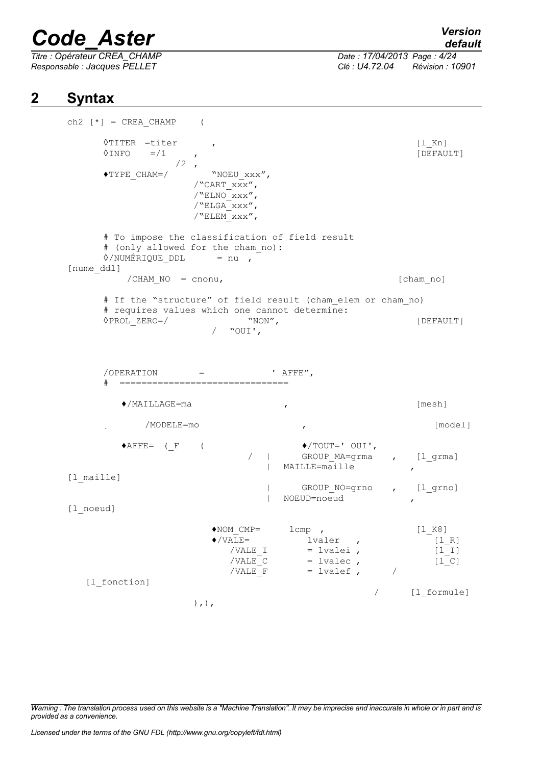## 2 Syntax

```
ch2 [*] = CREA_CHAMP    (

      ◊TITER =titer       ,                                          [l_Kn]
      ◊INFO   =/1      ,                                             [DEFAULT]
                /2  ,
      ♦TYPE_CHAM=/          "NOEU_xxx",
                   /"CART_xxx",
                   /"ELNO_xxx",
                   /"ELGA_xxx",
                   /"ELEM_xxx",

      # To impose the classification of field result
      # (only allowed for the cham_no):
      ◊/NUMÉRIQUE_DDL      = nu  ,
[nume_ddl]
            /CHAM_NO  = cnonu,                                      [cham_no]

      # If the "structure" of field result (cham_elem or cham_no)
      # requires values which one cannot determine:
      ◊PROL_ZERO=/               "NON",                              [DEFAULT]
                          /   "OUI',



      /OPERATION        =             ' AFFE",
      #   ==============================

         ♦/MAILLAGE=ma                    ,                          [mesh]

      .       /MODELE=mo                  ,                          [model]

         ♦AFFE=  (_F    (              ♦/TOUT=' OUI',
                                 /   |      GROUP_MA=grma    ,    [l_grma]
                                     |   MAILLE=maille             ,
[l_maille]
                                     |      GROUP_NO=grno    ,    [l_grno]
                                     |   NOEUD=noeud               ,
[l_noeud]

                       ♦NOM_CMP=      lcmp  ,                     [l_K8]
                       ♦/VALE=          lvaler   ,                    [l_R]
                           /VALE_I       = lvalei ,                  [l_I]
                           /VALE_C       = lvalec ,                  [l_C]
                           /VALE_F       = lvalef ,      /
   [l_fonction]
                                                         /      [l_formule]
                    ),),
```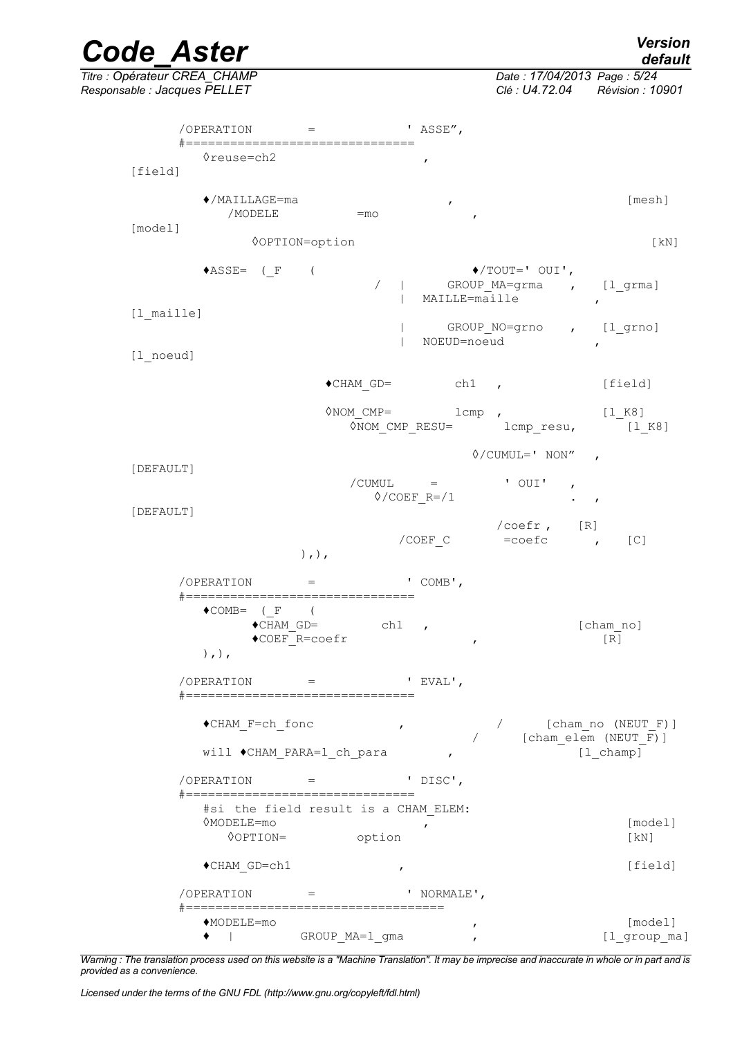```
      /OPERATION        =             ' ASSE",
      #==============================
         ◊reuse=ch2                       ,
[field]

         ♦/MAILLAGE=ma                        ,                          [mesh]
            /MODELE           =mo               ,
[model]
               ◊OPTION=option                                              [kN]

         ♦ASSE=  (_F    (                         ♦/TOUT=' OUI',
                                    /   |      GROUP_MA=grma    ,    [l_grma]
                                        |   MAILLE=maille             ,
[l_maille]
                                        |      GROUP_NO=grno    ,    [l_grno]
                                        |   NOEUD=noeud               ,
[l_noeud]

                         ♦CHAM_GD=         ch1   ,             [field]

                         ◊NOM_CMP=         lcmp  ,             [l_K8]
                            ◊NOM_CMP_RESU=       lcmp_resu,        [l_K8]

                                                ◊/CUMUL=' NON"   ,
[DEFAULT]
                             /CUMUL     =         ' OUI'   ,
                               ◊/COEF_R=/1                 .  ,
[DEFAULT]
                                                  /coefr ,    [R]
                                   /COEF_C       =coefc       ,    [C]
                    ),),

      /OPERATION        =             ' COMB',
      #==============================
         ♦COMB=  (_F    (
               ♦CHAM_GD=        ch1   ,                      [cham_no]
               ♦COEF_R=coefr                ,                      [R]
         ),),

      /OPERATION        =             ' EVAL',
      #==============================

         ♦CHAM_F=ch_fonc            ,            /      [cham_no (NEUT_F)]
                                               /      [cham_elem (NEUT_F)]
         will ♦CHAM_PARA=l_ch_para         ,              [l_champ]

      /OPERATION        =             ' DISC',
      #==============================
         #si the field result is a CHAM_ELEM:
         ◊MODELE=mo                        ,                         [model]
            ◊OPTION=          option                                 [kN]

         ♦CHAM_GD=ch1                 ,                              [field]

      /OPERATION        =             ' NORMALE',
      #==================================
         ♦MODELE=mo                            ,                     [model]
         ♦   |          GROUP_MA=l_gma         ,                  [l_group_ma]
```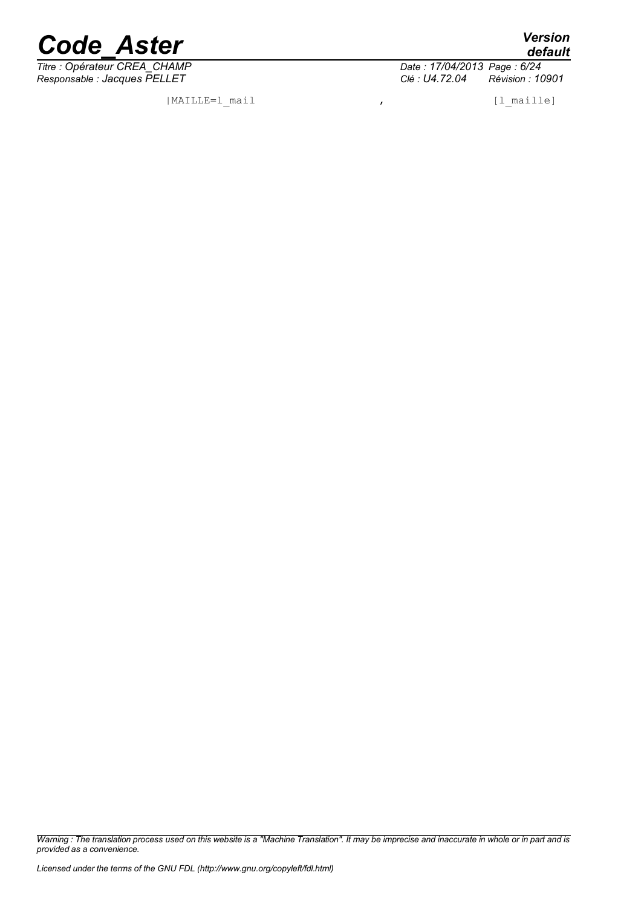```
|MAILLE=l_mail                    ,                  [l_maille]
```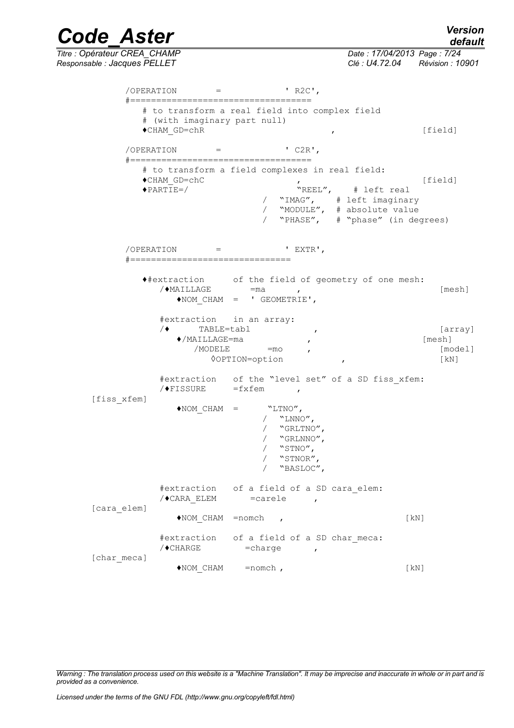```
/OPERATION        =             ' R2C',
#===================================
   # to transform a real field into complex field
   # (with imaginary part null)
   ♦CHAM_GD=chR                             ,                   [field]

/OPERATION        =             ' C2R',
#===================================
   # to transform a field complexes in real field:
   ♦CHAM_GD=chC                         ,                       [field]
   ♦PARTIE=/                            "REEL",    # left real
                               /  "IMAG",    # left imaginary
                               /  "MODULE",  # absolute value
                               /  "PHASE",   # "phase" (in degrees)


/OPERATION        =             ' EXTR',
#==============================

   ♦#extraction      of the field of geometry of one mesh:
      /♦MAILLAGE        =ma      ,                                [mesh]
         ♦NOM_CHAM  =  ' GEOMETRIE',

      #extraction   in an array:
      /♦      TABLE=tabl              ,                            [array]
         ♦/MAILLAGE=ma              ,                            [mesh]
            /MODELE        =mo     ,                               [model]
               ◊OPTION=option             ,                        [kN]

      #extraction   of the "level set" of a SD fiss_xfem:
      /♦FISSURE      =fxfem      ,
[fiss_xfem]
         ♦NOM_CHAM  =       "LTNO",
                         /  "LNNO",
                         /  "GRLTNO",
                         /  "GRLNNO",
                         /  "STNO",
                         /  "STNOR",
                         /  "BASLOC",

      #extraction   of a field of a SD cara_elem:
      /♦CARA_ELEM       =carele     ,
[cara_elem]
         ♦NOM_CHAM  =nomch   ,                              [kN]

      #extraction   of a field of a SD char_meca:
      /♦CHARGE         =charge      ,
[char_meca]
         ♦NOM_CHAM     =nomch ,                             [kN]
```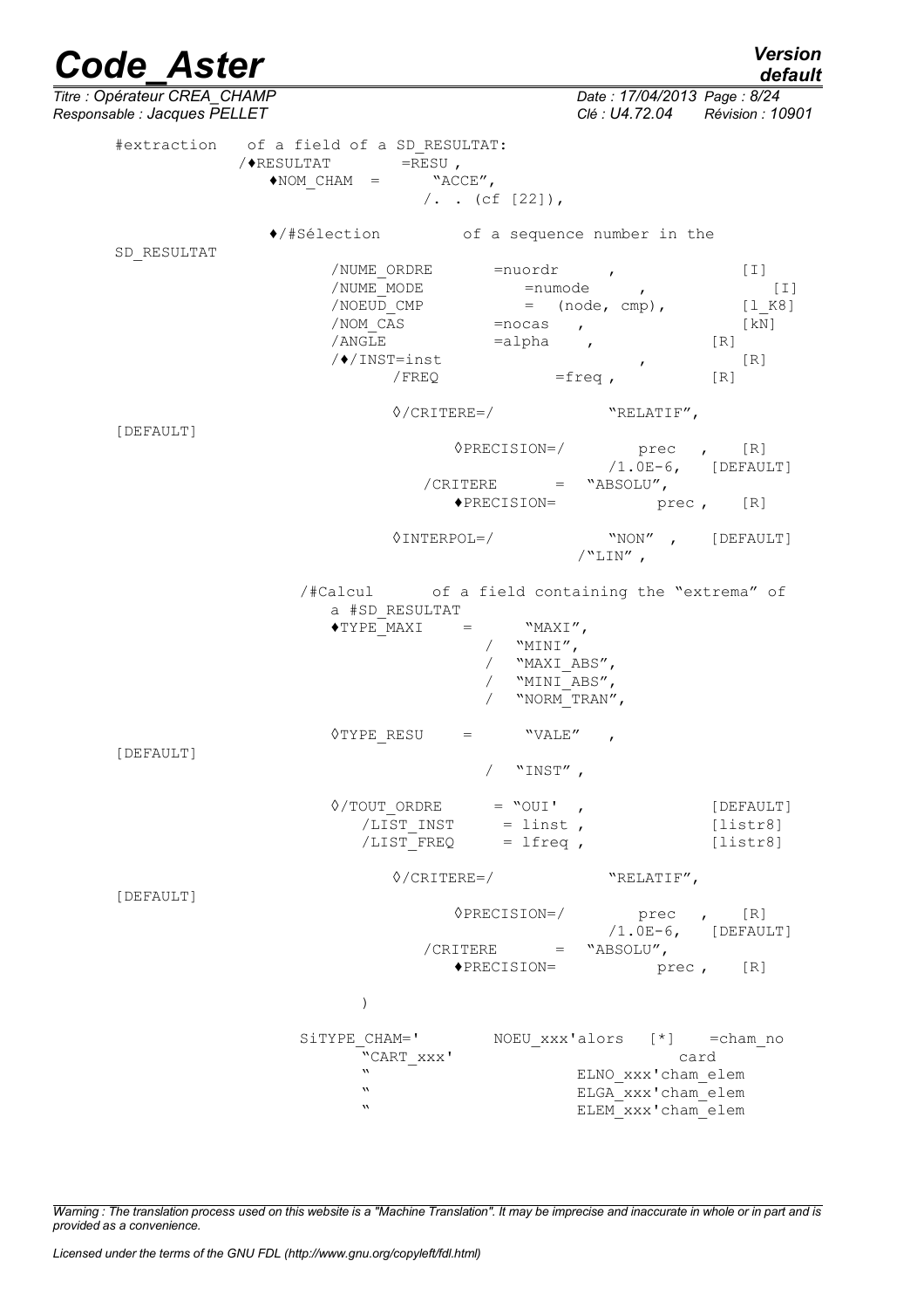```
#extraction   of a field of a SD_RESULTAT:
          /♦RESULTAT        =RESU ,
           ♦NOM_CHAM  =       "ACCE",
                            /. . (cf [22]),

           ♦/#Sélection         of a sequence number in the
SD_RESULTAT
                /NUME_ORDRE       =nuordr     ,              [I]
                /NUME_MODE           =numode     ,              [I]
                /NOEUD_CMP           =  (node, cmp),         [l_K8]
                /NOM_CAS          =nocas   ,                 [kN]
                /ANGLE            =alpha    ,              [R]
                /♦/INST=inst                    ,            [R]
                      /FREQ             =freq ,            [R]

                    ◊/CRITERE=/             "RELATIF",
[DEFAULT]
                         ◊PRECISION=/        prec  ,   [R]
                                            /1.0E-6,   [DEFAULT]
                       /CRITERE      =  "ABSOLU",
                         ♦PRECISION=           prec ,   [R]

                    ◊INTERPOL=/             "NON" ,   [DEFAULT]
                                         /"LIN" ,

             /#Calcul      of a field containing the "extrema" of
                a #SD_RESULTAT
                ♦TYPE_MAXI    =      "MAXI",
                              /  "MINI",
                              /  "MAXI_ABS",
                              /  "MINI_ABS",
                              /  "NORM_TRAN",

                ◊TYPE_RESU    =      "VALE"   ,
[DEFAULT]
                              /  "INST" ,

                ◊/TOUT_ORDRE      = "OUI' ,              [DEFAULT]
                   /LIST_INST      = linst ,              [listr8]
                   /LIST_FREQ      = lfreq ,              [listr8]

                    ◊/CRITERE=/             "RELATIF",
[DEFAULT]
                         ◊PRECISION=/        prec  ,   [R]
                                            /1.0E-6,   [DEFAULT]
                       /CRITERE      =  "ABSOLU",
                         ♦PRECISION=           prec ,   [R]

                 )

             SiTYPE_CHAM='       NOEU_xxx'alors   [*]    =cham_no
                  "CART_xxx'                            card
                  "                        ELNO_xxx'cham_elem
                  "                        ELGA_xxx'cham_elem
                  "                        ELEM_xxx'cham_elem
```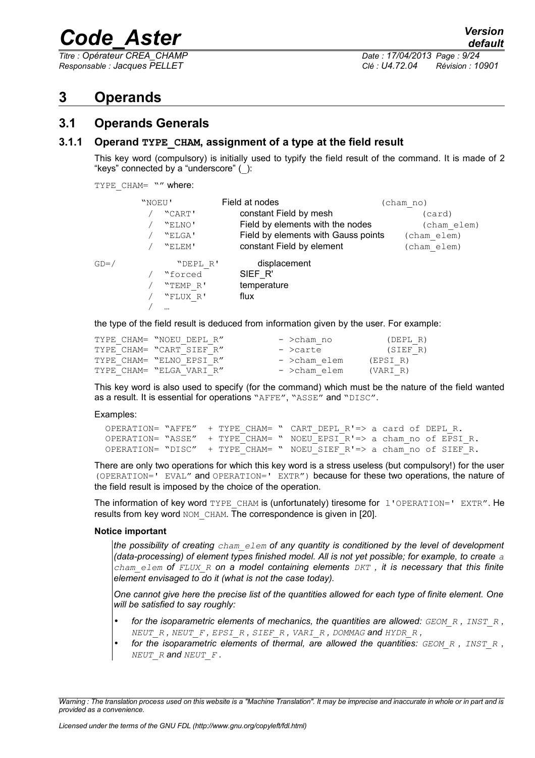# 3 Operands

## 3.1 Operands Generals

### 3.1.1 Operand TYPE_CHAM, assignment of a type at the field result

This key word (compulsory) is initially used to typify the field result of the command. It is made of 2 "keys" connected by a "underscore" (_):

TYPE_CHAM= "" where:

```
       "NOEU'          Field at nodes                       (cham_no)
        /  "CART'      constant Field by mesh                   (card)
        /  "ELNO'      Field by elements with the nodes         (cham_elem)
        /  "ELGA'      Field by elements with Gauss points     (cham_elem)
        /  "ELEM'      constant Field by element               (cham_elem)

GD=/          "DEPL_R'        displacement
        /  "forced          SIEF_R'
        /  "TEMP_R'         temperature
        /  "FLUX_R'         flux
        /  …
```

the type of the field result is deduced from information given by the user. For example:

```
TYPE_CHAM= "NOEU_DEPL_R"          - >cham_no        (DEPL_R)
TYPE_CHAM= "CART_SIEF_R"          - >carte          (SIEF_R)
TYPE_CHAM= "ELNO_EPSI_R"          - >cham_elem     (EPSI_R)
TYPE_CHAM= "ELGA_VARI_R"          - >cham_elem     (VARI_R)
```

This key word is also used to specify (for the command) which must be the nature of the field wanted as a result. It is essential for operations "AFFE", "ASSE" and "DISC".

Examples:

```
OPERATION= "AFFE"  + TYPE_CHAM= " CART_DEPL_R'=> a card of DEPL_R.
OPERATION= "ASSE"  + TYPE_CHAM= " NOEU_EPSI_R'=> a cham_no of EPSI_R.
OPERATION= "DISC"  + TYPE_CHAM= " NOEU_SIEF_R'=> a cham_no of SIEF_R.
```

There are only two operations for which this key word is a stress useless (but compulsory!) for the user (OPERATION=' EVAL" and OPERATION=' EXTR") because for these two operations, the nature of the field result is imposed by the choice of the operation.

The information of key word TYPE_CHAM is (unfortunately) tiresome for l'OPERATION=' EXTR". He results from key word NOM_CHAM. The correspondence is given in [20].

**Notice important**

*the possibility of creating cham_elem of any quantity is conditioned by the level of development (data-processing) of element types finished model. All is not yet possible; for example, to create a cham_elem of FLUX_R on a model containing elements DKT , it is necessary that this finite element envisaged to do it (what is not the case today).*

*One cannot give here the precise list of the quantities allowed for each type of finite element. One will be satisfied to say roughly:*

- *for the isoparametric elements of mechanics, the quantities are allowed: GEOM_R , INST_R , NEUT_R , NEUT_F , EPSI_R , SIEF_R , VARI_R , DOMMAG and HYDR_R ,*
- *for the isoparametric elements of thermal, are allowed the quantities: GEOM_R , INST_R , NEUT_R and NEUT_F .*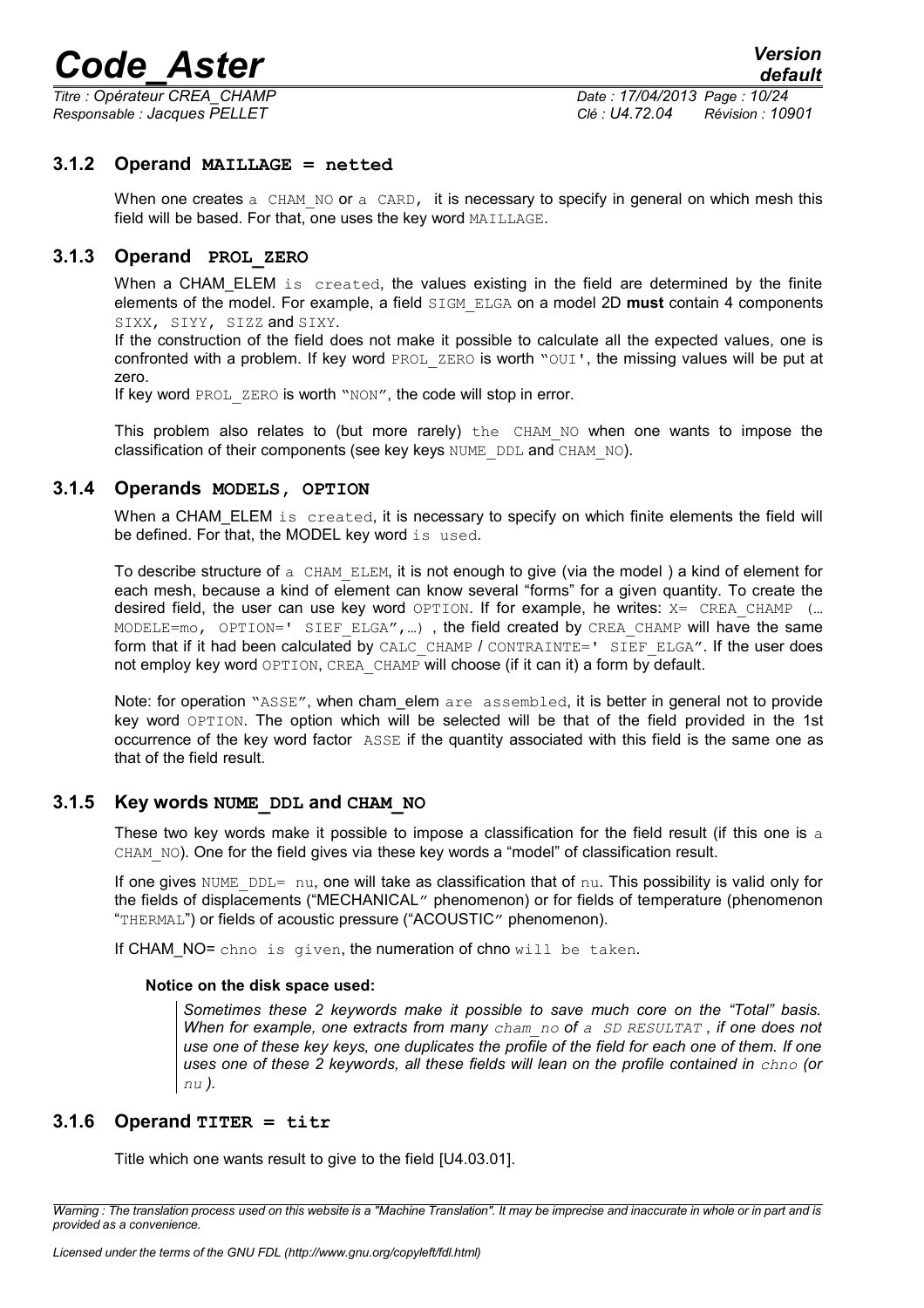### 3.1.2 Operand MAILLAGE = netted

When one creates a CHAM_NO or a CARD, it is necessary to specify in general on which mesh this field will be based. For that, one uses the key word MAILLAGE.

### 3.1.3 Operand PROL_ZERO

When a CHAM_ELEM is created, the values existing in the field are determined by the finite elements of the model. For example, a field SIGM_ELGA on a model 2D **must** contain 4 components SIXX, SIYY, SIZZ and SIXY.

If the construction of the field does not make it possible to calculate all the expected values, one is confronted with a problem. If key word PROL_ZERO is worth "OUI', the missing values will be put at zero.

If key word PROL_ZERO is worth "NON", the code will stop in error.

This problem also relates to (but more rarely) the CHAM_NO when one wants to impose the classification of their components (see key keys NUME_DDL and CHAM_NO).

### 3.1.4 Operands MODELS, OPTION

When a CHAM_ELEM is created, it is necessary to specify on which finite elements the field will be defined. For that, the MODEL key word is used.

To describe structure of a CHAM_ELEM, it is not enough to give (via the model ) a kind of element for each mesh, because a kind of element can know several "forms" for a given quantity. To create the desired field, the user can use key word OPTION. If for example, he writes: X= CREA_CHAMP (… MODELE=mo, OPTION=' SIEF_ELGA",…) , the field created by CREA_CHAMP will have the same form that if it had been calculated by CALC_CHAMP / CONTRAINTE=' SIEF_ELGA". If the user does not employ key word OPTION, CREA_CHAMP will choose (if it can it) a form by default.

Note: for operation "ASSE", when cham_elem are assembled, it is better in general not to provide key word OPTION. The option which will be selected will be that of the field provided in the 1st occurrence of the key word factor ASSE if the quantity associated with this field is the same one as that of the field result.

### 3.1.5 Key words NUME_DDL and CHAM_NO

These two key words make it possible to impose a classification for the field result (if this one is a CHAM_NO). One for the field gives via these key words a "model" of classification result.

If one gives NUME_DDL= nu, one will take as classification that of nu. This possibility is valid only for the fields of displacements ("MECHANICAL" phenomenon) or for fields of temperature (phenomenon "THERMAL") or fields of acoustic pressure ("ACOUSTIC" phenomenon).

If CHAM_NO= chno is given, the numeration of chno will be taken.

**Notice on the disk space used:**

> *Sometimes these 2 keywords make it possible to save much core on the "Total" basis. When for example, one extracts from many cham_no of a SD RESULTAT , if one does not use one of these key keys, one duplicates the profile of the field for each one of them. If one uses one of these 2 keywords, all these fields will lean on the profile contained in chno (or nu ).*

### 3.1.6 Operand TITER = titr

Title which one wants result to give to the field [U4.03.01].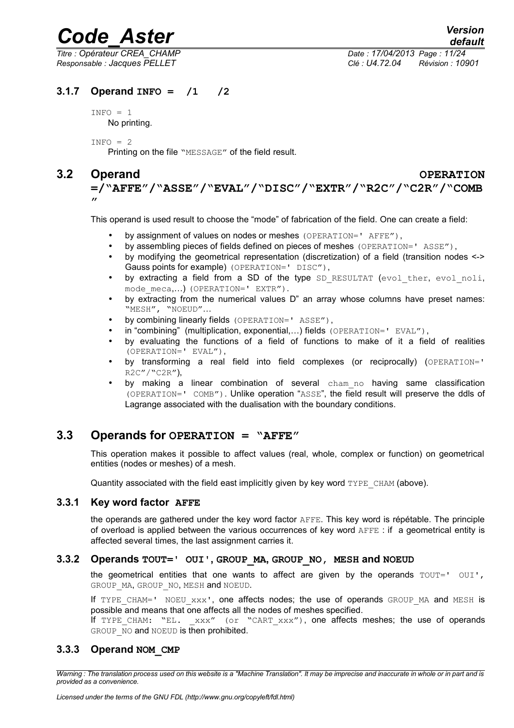### 3.1.7 Operand INFO = /1 /2

INFO = 1
No printing.

INFO = 2
Printing on the file "MESSAGE" of the field result.

## 3.2 Operand OPERATION =/"AFFE"/"ASSE"/"EVAL"/"DISC"/"EXTR"/"R2C"/"C2R"/"COMB"

This operand is used result to choose the "mode" of fabrication of the field. One can create a field:

- by assignment of values on nodes or meshes (OPERATION=' AFFE"),
- by assembling pieces of fields defined on pieces of meshes (OPERATION=' ASSE"),
- by modifying the geometrical representation (discretization) of a field (transition nodes <-> Gauss points for example) (OPERATION=' DISC"),
- by extracting a field from a SD of the type SD_RESULTAT (evol_ther, evol_noli, mode_meca,…) (OPERATION=' EXTR").
- by extracting from the numerical values D" an array whose columns have preset names: "MESH", "NOEUD"…
- by combining linearly fields (OPERATION=' ASSE"),
- in "combining" (multiplication, exponential,…) fields (OPERATION=' EVAL"),
- by evaluating the functions of a field of functions to make of it a field of realities (OPERATION=' EVAL"),
- by transforming a real field into field complexes (or reciprocally) (OPERATION=' R2C"/"C2R"),
- by making a linear combination of several cham_no having same classification (OPERATION=' COMB"). Unlike operation "ASSE", the field result will preserve the ddls of Lagrange associated with the dualisation with the boundary conditions.

## 3.3 Operands for OPERATION = "AFFE"

This operation makes it possible to affect values (real, whole, complex or function) on geometrical entities (nodes or meshes) of a mesh.

Quantity associated with the field east implicitly given by key word TYPE_CHAM (above).

### 3.3.1 Key word factor AFFE

the operands are gathered under the key word factor AFFE. This key word is répétable. The principle of overload is applied between the various occurrences of key word AFFE : if a geometrical entity is affected several times, the last assignment carries it.

### 3.3.2 Operands TOUT=' OUI', GROUP_MA, GROUP_NO, MESH and NOEUD

the geometrical entities that one wants to affect are given by the operands TOUT=' OUI', GROUP_MA, GROUP_NO, MESH and NOEUD.

If TYPE_CHAM=' NOEU_xxx', one affects nodes; the use of operands GROUP_MA and MESH is possible and means that one affects all the nodes of meshes specified.
If TYPE_CHAM: "EL. _xxx" (or "CART_xxx"), one affects meshes; the use of operands GROUP_NO and NOEUD is then prohibited.

### 3.3.3 Operand NOM_CMP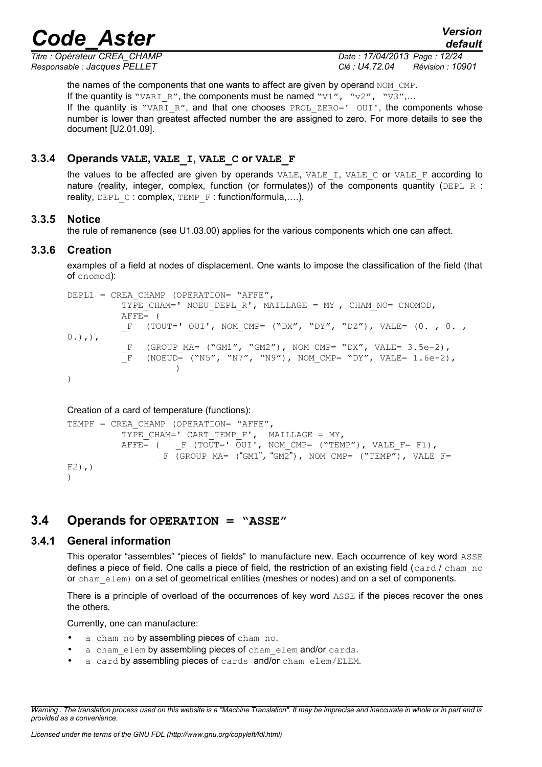the names of the components that one wants to affect are given by operand NOM_CMP.
If the quantity is "VARI_R", the components must be named "V1", "v2", "V3",…
If the quantity is "VARI_R", and that one chooses PROL_ZERO=' OUI', the components whose number is lower than greatest affected number the are assigned to zero. For more details to see the document [U2.01.09].

### 3.3.4 Operands VALE, VALE_I, VALE_C or VALE_F

the values to be affected are given by operands VALE, VALE_I, VALE_C or VALE_F according to nature (reality, integer, complex, function (or formulates)) of the components quantity (DEPL_R : reality, DEPL_C : complex, TEMP_F : function/formula,….).

### 3.3.5 Notice

the rule of remanence (see U1.03.00) applies for the various components which one can affect.

### 3.3.6 Creation

examples of a field at nodes of displacement. One wants to impose the classification of the field (that of cnomod):

```
DEPL1 = CREA_CHAMP (OPERATION= "AFFE",
          TYPE_CHAM=' NOEU_DEPL_R', MAILLAGE = MY , CHAM_NO= CNOMOD,
          AFFE= (
          _F  (TOUT=' OUI', NOM_CMP= ("DX", "DY", "DZ"), VALE= (0. , 0. ,
0.),),
          _F  (GROUP_MA= ("GM1", "GM2"), NOM_CMP= "DX", VALE= 3.5e-2),
          _F  (NOEUD= ("N5", "N7", "N9"), NOM_CMP= "DY", VALE= 1.6e-2),
                    )
)
```

Creation of a card of temperature (functions):

```
TEMPF = CREA_CHAMP (OPERATION= "AFFE",
          TYPE_CHAM=' CART_TEMP_F',  MAILLAGE = MY,
          AFFE= (   _F (TOUT=' OUI', NOM_CMP= ("TEMP"), VALE_F= F1),
                  _F (GROUP_MA= ("GM1", "GM2"), NOM_CMP= ("TEMP"), VALE_F=
F2),)
)
```

## 3.4 Operands for OPERATION = "ASSE"

### 3.4.1 General information

This operator "assembles" "pieces of fields" to manufacture new. Each occurrence of key word ASSE defines a piece of field. One calls a piece of field, the restriction of an existing field (card / cham_no or cham_elem) on a set of geometrical entities (meshes or nodes) and on a set of components.

There is a principle of overload of the occurrences of key word ASSE if the pieces recover the ones the others.

Currently, one can manufacture:

- a cham_no by assembling pieces of cham_no.
- a cham_elem by assembling pieces of cham_elem and/or cards.
- a card by assembling pieces of cards and/or cham_elem/ELEM.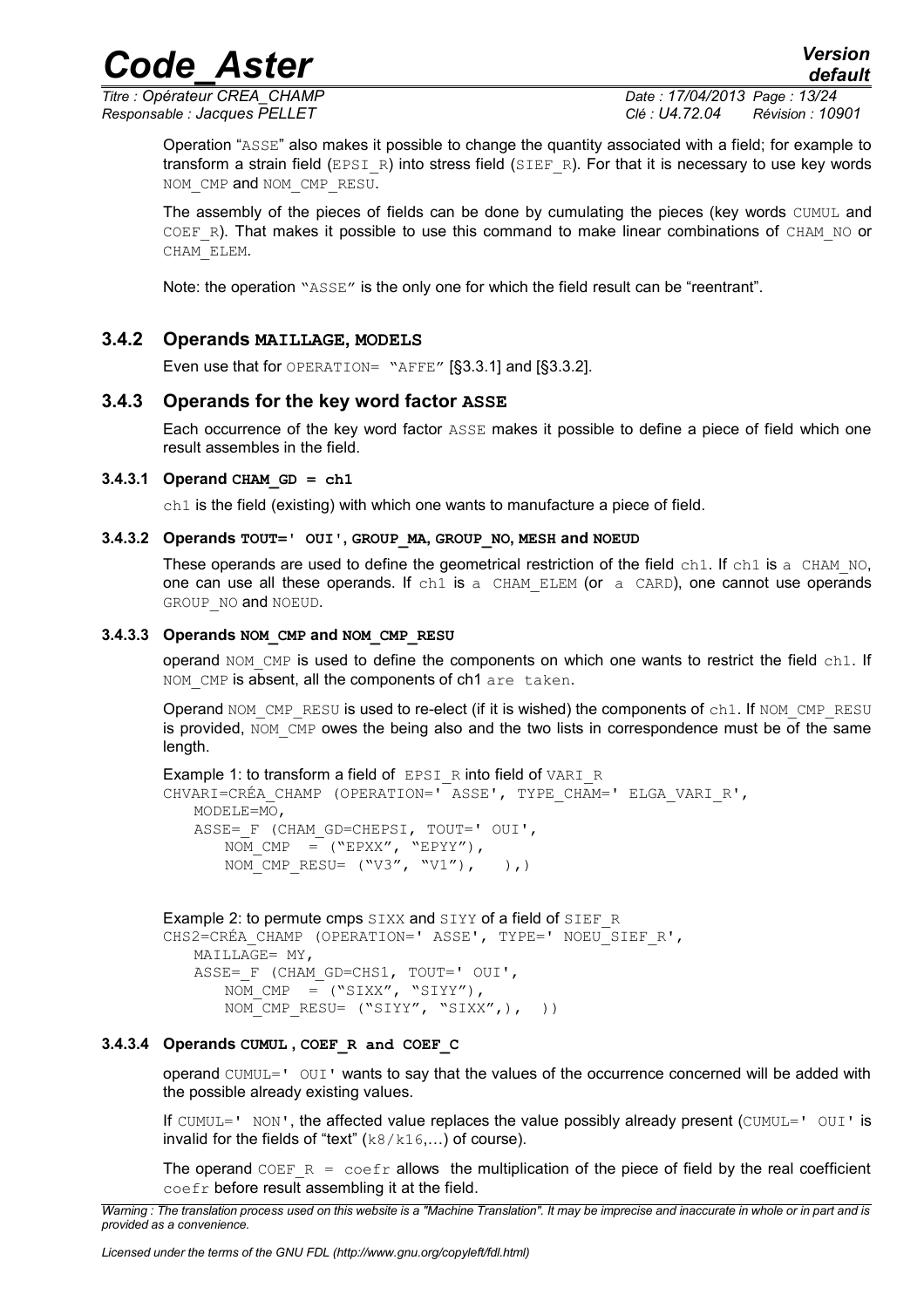Operation "ASSE" also makes it possible to change the quantity associated with a field; for example to transform a strain field (EPSI_R) into stress field (SIEF_R). For that it is necessary to use key words NOM_CMP and NOM_CMP_RESU.

The assembly of the pieces of fields can be done by cumulating the pieces (key words CUMUL and COEF_R). That makes it possible to use this command to make linear combinations of CHAM_NO or CHAM_ELEM.

Note: the operation "ASSE" is the only one for which the field result can be "reentrant".

### 3.4.2 Operands MAILLAGE, MODELS

Even use that for OPERATION= "AFFE" [§3.3.1] and [§3.3.2].

### 3.4.3 Operands for the key word factor ASSE

Each occurrence of the key word factor ASSE makes it possible to define a piece of field which one result assembles in the field.

#### 3.4.3.1 Operand CHAM_GD = ch1

ch1 is the field (existing) with which one wants to manufacture a piece of field.

#### 3.4.3.2 Operands TOUT=' OUI', GROUP_MA, GROUP_NO, MESH and NOEUD

These operands are used to define the geometrical restriction of the field ch1. If ch1 is a CHAM_NO, one can use all these operands. If ch1 is a CHAM_ELEM (or a CARD), one cannot use operands GROUP_NO and NOEUD.

#### 3.4.3.3 Operands NOM_CMP and NOM_CMP_RESU

operand NOM_CMP is used to define the components on which one wants to restrict the field ch1. If NOM_CMP is absent, all the components of ch1 are taken.

Operand NOM_CMP_RESU is used to re-elect (if it is wished) the components of ch1. If NOM_CMP_RESU is provided, NOM_CMP owes the being also and the two lists in correspondence must be of the same length.

Example 1: to transform a field of EPSI_R into field of VARI_R

```
CHVARI=CRÉA_CHAMP (OPERATION=' ASSE', TYPE_CHAM=' ELGA_VARI_R',
    MODELE=MO,
    ASSE=_F (CHAM_GD=CHEPSI, TOUT=' OUI',
        NOM_CMP  = ("EPXX", "EPYY"),
        NOM_CMP_RESU= ("V3", "V1"),   ),)
```

Example 2: to permute cmps SIXX and SIYY of a field of SIEF_R

```
CHS2=CRÉA_CHAMP (OPERATION=' ASSE', TYPE=' NOEU_SIEF_R',
    MAILLAGE= MY,
    ASSE=_F (CHAM_GD=CHS1, TOUT=' OUI',
        NOM_CMP  = ("SIXX", "SIYY"),
        NOM_CMP_RESU= ("SIYY", "SIXX",),  ))
```

#### 3.4.3.4 Operands CUMUL , COEF_R and COEF_C

operand CUMUL=' OUI' wants to say that the values of the occurrence concerned will be added with the possible already existing values.

If CUMUL=' NON', the affected value replaces the value possibly already present (CUMUL=' OUI' is invalid for the fields of "text" (k8/k16,…) of course).

The operand COEF_R = coefr allows the multiplication of the piece of field by the real coefficient coefr before result assembling it at the field.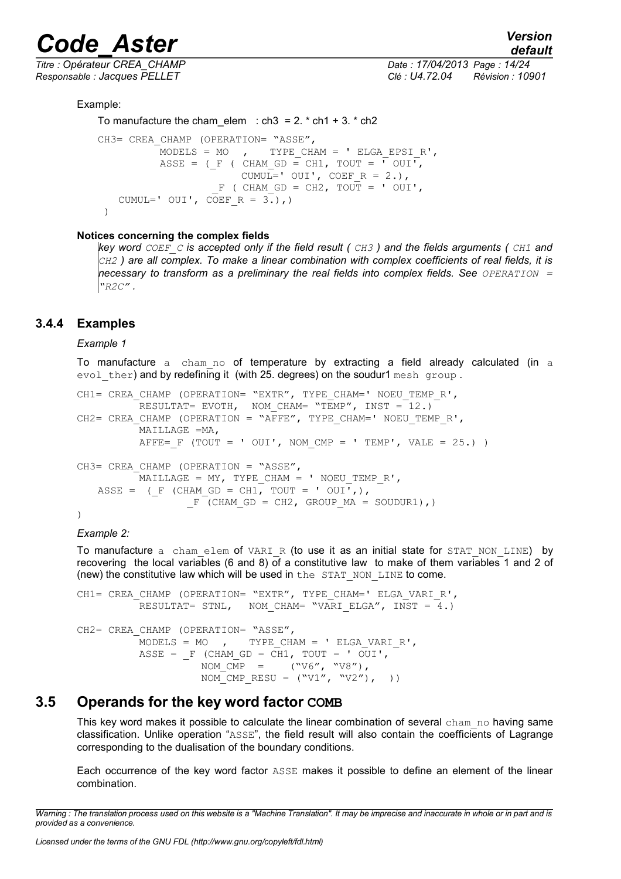Example:

To manufacture the cham_elem : ch3 = 2. * ch1 + 3. * ch2

```
CH3= CREA_CHAMP (OPERATION= "ASSE",
           MODELS = MO  ,    TYPE_CHAM = ' ELGA_EPSI_R',
           ASSE = (_F ( CHAM_GD = CH1, TOUT = ' OUI',
                        CUMUL=' OUI', COEF_R = 2.),
                   _F ( CHAM_GD = CH2, TOUT = ' OUI',
    CUMUL=' OUI', COEF_R = 3.),)
 )
```

**Notices concerning the complex fields**

*key word COEF_C is accepted only if the field result ( CH3 ) and the fields arguments ( CH1 and CH2 ) are all complex. To make a linear combination with complex coefficients of real fields, it is necessary to transform as a preliminary the real fields into complex fields. See OPERATION = "R2C".*

### 3.4.4 Examples

*Example 1*

To manufacture a cham_no of temperature by extracting a field already calculated (in a evol_ther) and by redefining it (with 25. degrees) on the soudur1 mesh group .

```
CH1= CREA_CHAMP (OPERATION= "EXTR", TYPE_CHAM=' NOEU_TEMP_R',
         RESULTAT= EVOTH,  NOM_CHAM= "TEMP", INST = 12.)
CH2= CREA_CHAMP (OPERATION = "AFFE", TYPE_CHAM=' NOEU_TEMP_R',
         MAILLAGE =MA,
         AFFE=_F (TOUT = ' OUI', NOM_CMP = ' TEMP', VALE = 25.) )

CH3= CREA_CHAMP (OPERATION = "ASSE",
         MAILLAGE = MY, TYPE_CHAM = ' NOEU_TEMP_R',
   ASSE =  (_F (CHAM_GD = CH1, TOUT = ' OUI',),
                _F (CHAM_GD = CH2, GROUP_MA = SOUDUR1),)
)
```

*Example 2:*

To manufacture a cham_elem of VARI_R (to use it as an initial state for STAT_NON_LINE) by recovering the local variables (6 and 8) of a constitutive law to make of them variables 1 and 2 of (new) the constitutive law which will be used in the STAT_NON_LINE to come.

```
CH1= CREA_CHAMP (OPERATION= "EXTR", TYPE_CHAM=' ELGA_VARI_R',
         RESULTAT= STNL,   NOM_CHAM= "VARI_ELGA", INST = 4.)

CH2= CREA_CHAMP (OPERATION= "ASSE",
         MODELS = MO   ,    TYPE_CHAM = ' ELGA_VARI_R',
         ASSE = _F (CHAM_GD = CH1, TOUT = ' OUI',
                 NOM_CMP  =     ("V6", "V8"),
                 NOM_CMP_RESU = ("V1", "V2"),  ))
```

## 3.5 Operands for the key word factor COMB

This key word makes it possible to calculate the linear combination of several cham_no having same classification. Unlike operation "ASSE", the field result will also contain the coefficients of Lagrange corresponding to the dualisation of the boundary conditions.

Each occurrence of the key word factor ASSE makes it possible to define an element of the linear combination.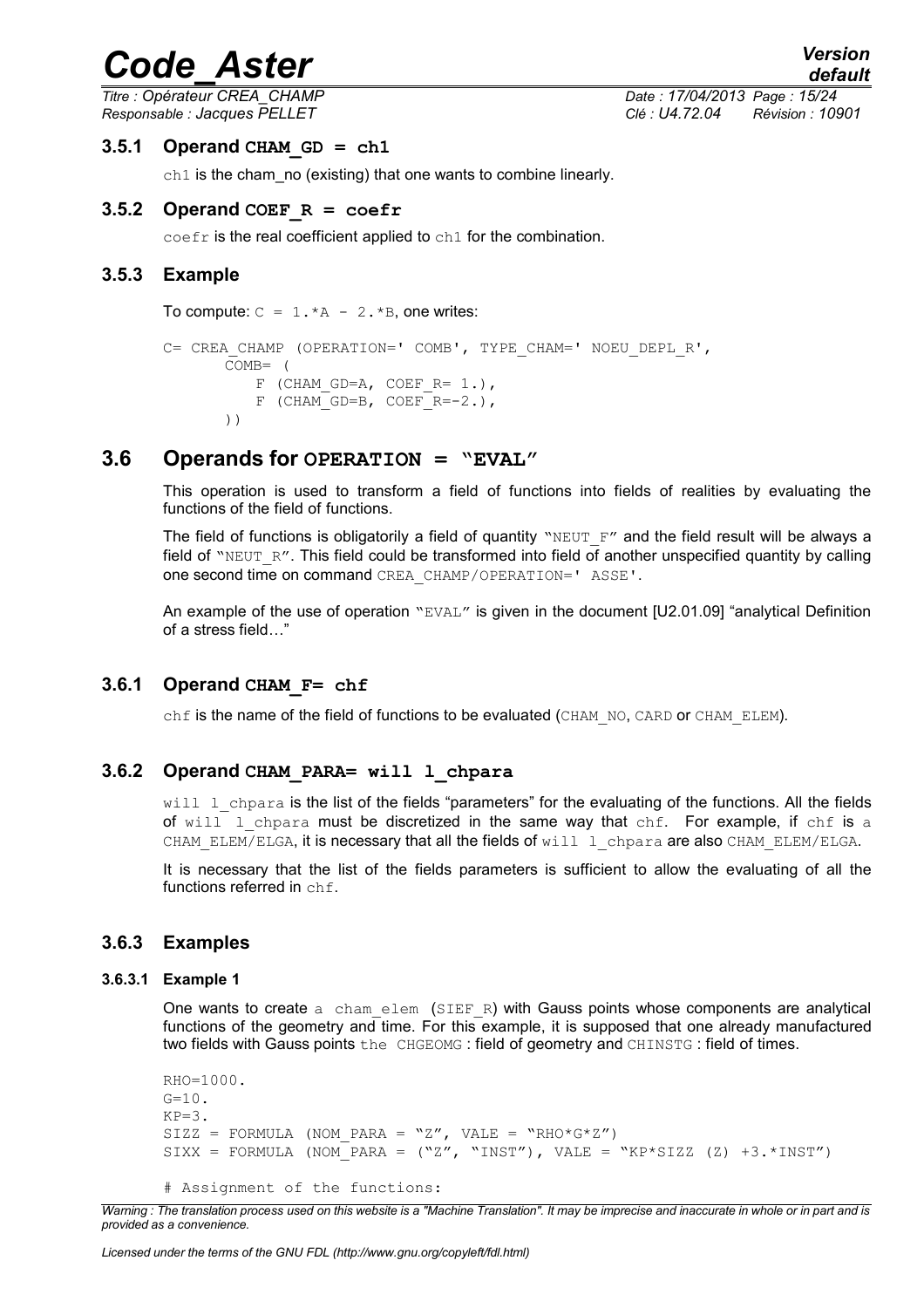### 3.5.1 Operand CHAM_GD = ch1

ch1 is the cham_no (existing) that one wants to combine linearly.

### 3.5.2 Operand COEF_R = coefr

coefr is the real coefficient applied to ch1 for the combination.

### 3.5.3 Example

To compute: C = 1.*A - 2.*B, one writes:

```
C= CREA_CHAMP (OPERATION=' COMB', TYPE_CHAM=' NOEU_DEPL_R',
       COMB= (
           F (CHAM_GD=A, COEF_R= 1.),
           F (CHAM_GD=B, COEF_R=-2.),
       ))
```

## 3.6 Operands for OPERATION = "EVAL"

This operation is used to transform a field of functions into fields of realities by evaluating the functions of the field of functions.

The field of functions is obligatorily a field of quantity "NEUT_F" and the field result will be always a field of "NEUT_R". This field could be transformed into field of another unspecified quantity by calling one second time on command CREA_CHAMP/OPERATION=' ASSE'.

An example of the use of operation "EVAL" is given in the document [U2.01.09] "analytical Definition of a stress field…"

### 3.6.1 Operand CHAM_F= chf

chf is the name of the field of functions to be evaluated (CHAM_NO, CARD or CHAM_ELEM).

### 3.6.2 Operand CHAM_PARA= will l_chpara

will l_chpara is the list of the fields "parameters" for the evaluating of the functions. All the fields of will l_chpara must be discretized in the same way that chf. For example, if chf is a CHAM_ELEM/ELGA, it is necessary that all the fields of will l_chpara are also CHAM_ELEM/ELGA.

It is necessary that the list of the fields parameters is sufficient to allow the evaluating of all the functions referred in chf.

### 3.6.3 Examples

#### 3.6.3.1 Example 1

One wants to create a cham_elem (SIEF_R) with Gauss points whose components are analytical functions of the geometry and time. For this example, it is supposed that one already manufactured two fields with Gauss points the CHGEOMG : field of geometry and CHINSTG : field of times.

```
RHO=1000.
G=10.
KP=3.
SIZZ = FORMULA (NOM_PARA = "Z", VALE = "RHO*G*Z")
SIXX = FORMULA (NOM_PARA = ("Z", "INST"), VALE = "KP*SIZZ (Z) +3.*INST")

# Assignment of the functions:
```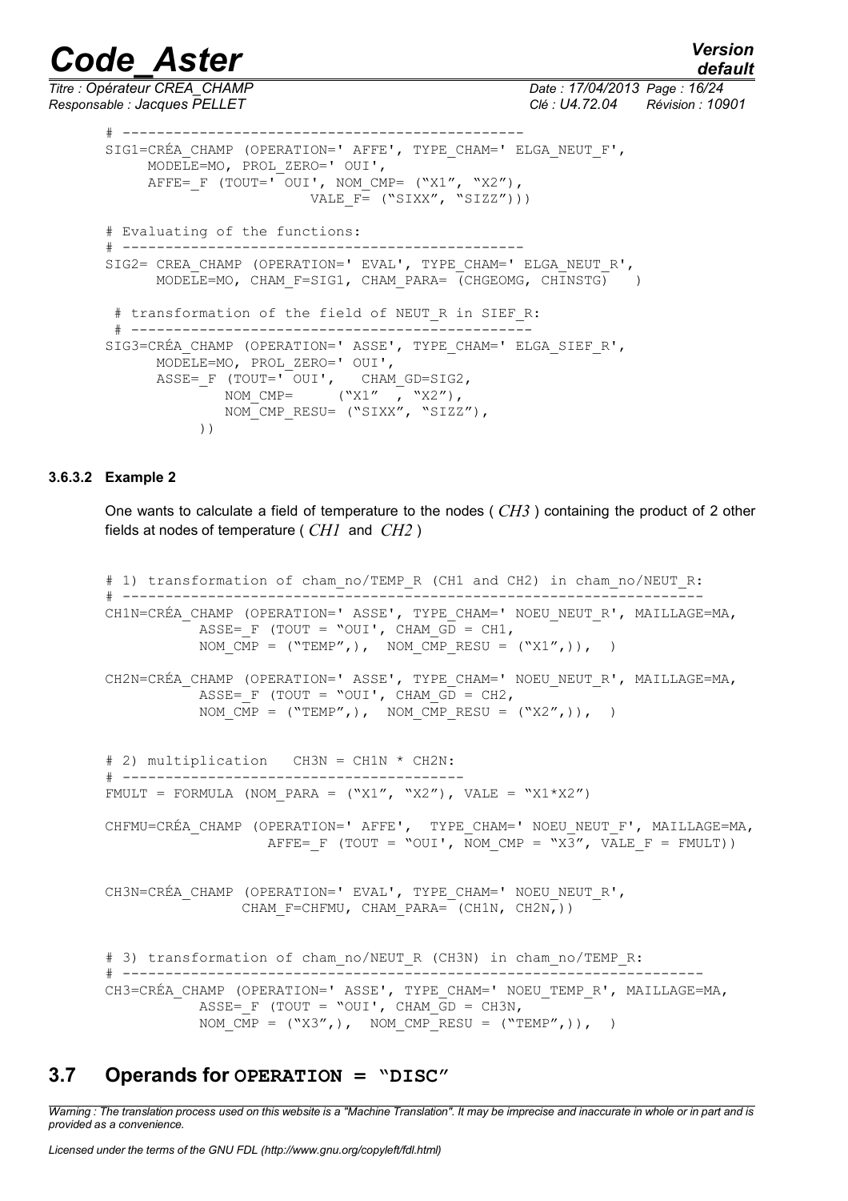```
# -----------------------------------------------
SIG1=CRÉA_CHAMP (OPERATION=' AFFE', TYPE_CHAM=' ELGA_NEUT_F',
     MODELE=MO, PROL_ZERO=' OUI',
     AFFE=_F (TOUT=' OUI', NOM_CMP= ("X1", "X2"),
                      VALE_F= ("SIXX", "SIZZ")))

# Evaluating of the functions:
# -----------------------------------------------
SIG2= CREA_CHAMP (OPERATION=' EVAL', TYPE_CHAM=' ELGA_NEUT_R',
      MODELE=MO, CHAM_F=SIG1, CHAM_PARA= (CHGEOMG, CHINSTG)   )

 # transformation of the field of NEUT_R in SIEF_R:
 # -----------------------------------------------
SIG3=CRÉA_CHAMP (OPERATION=' ASSE', TYPE_CHAM=' ELGA_SIEF_R',
      MODELE=MO, PROL_ZERO=' OUI',
      ASSE=_F (TOUT=' OUI',   CHAM_GD=SIG2,
             NOM_CMP=     ("X1"  , "X2"),
             NOM_CMP_RESU= ("SIXX", "SIZZ"),
           ))
```

#### 3.6.3.2 Example 2

One wants to calculate a field of temperature to the nodes ( $CH3$ ) containing the product of 2 other fields at nodes of temperature ( $CH1$ and $CH2$ )

```
# 1) transformation of cham_no/TEMP_R (CH1 and CH2) in cham_no/NEUT_R:
# --------------------------------------------------------------------
CH1N=CRÉA_CHAMP (OPERATION=' ASSE', TYPE_CHAM=' NOEU_NEUT_R', MAILLAGE=MA,
           ASSE=_F (TOUT = "OUI', CHAM_GD = CH1,
           NOM_CMP = ("TEMP",),  NOM_CMP_RESU = ("X1",)),  )

CH2N=CRÉA_CHAMP (OPERATION=' ASSE', TYPE_CHAM=' NOEU_NEUT_R', MAILLAGE=MA,
           ASSE=_F (TOUT = "OUI', CHAM_GD = CH2,
           NOM_CMP = ("TEMP",),  NOM_CMP_RESU = ("X2",)),  )


# 2) multiplication   CH3N = CH1N * CH2N:
# ----------------------------------------
FMULT = FORMULA (NOM_PARA = ("X1", "X2"), VALE = "X1*X2")

CHFMU=CRÉA_CHAMP (OPERATION=' AFFE',  TYPE_CHAM=' NOEU_NEUT_F', MAILLAGE=MA,
                  AFFE=_F (TOUT = "OUI', NOM_CMP = "X3", VALE_F = FMULT))


CH3N=CRÉA_CHAMP (OPERATION=' EVAL', TYPE_CHAM=' NOEU_NEUT_R',
               CHAM_F=CHFMU, CHAM_PARA= (CH1N, CH2N,))


# 3) transformation of cham_no/NEUT_R (CH3N) in cham_no/TEMP_R:
# --------------------------------------------------------------------
CH3=CRÉA_CHAMP (OPERATION=' ASSE', TYPE_CHAM=' NOEU_TEMP_R', MAILLAGE=MA,
           ASSE=_F (TOUT = "OUI', CHAM_GD = CH3N,
           NOM_CMP = ("X3",),  NOM_CMP_RESU = ("TEMP",)),  )
```

## 3.7 Operands for **OPERATION = "DISC"**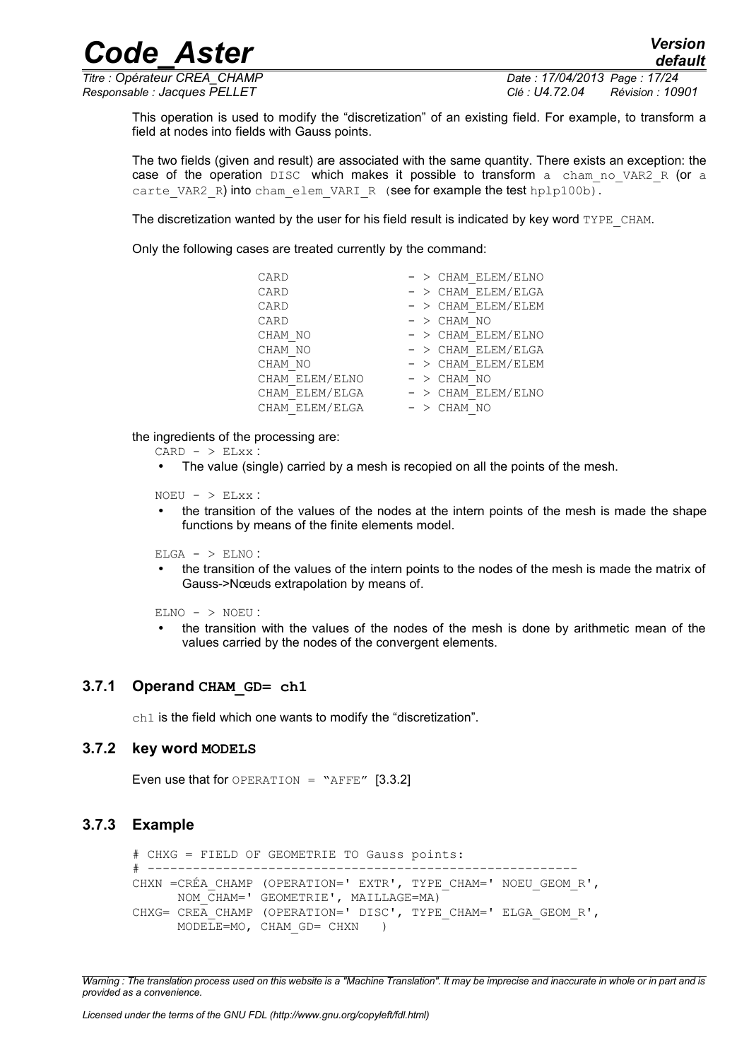This operation is used to modify the "discretization" of an existing field. For example, to transform a field at nodes into fields with Gauss points.

The two fields (given and result) are associated with the same quantity. There exists an exception: the case of the operation `DISC` which makes it possible to transform a `cham_no_VAR2_R` (or a `carte_VAR2_R`) into `cham_elem_VARI_R` (see for example the test `hplp100b`).

The discretization wanted by the user for his field result is indicated by key word `TYPE_CHAM`.

Only the following cases are treated currently by the command:

```
CARD            - > CHAM_ELEM/ELNO
CARD            - > CHAM_ELEM/ELGA
CARD            - > CHAM_ELEM/ELEM
CARD            - > CHAM_NO
CHAM_NO         - > CHAM_ELEM/ELNO
CHAM_NO         - > CHAM_ELEM/ELGA
CHAM_NO         - > CHAM_ELEM/ELEM
CHAM_ELEM/ELNO  - > CHAM_NO
CHAM_ELEM/ELGA  - > CHAM_ELEM/ELNO
CHAM_ELEM/ELGA  - > CHAM_NO
```

the ingredients of the processing are:

`CARD - > ELxx` :

- The value (single) carried by a mesh is recopied on all the points of the mesh.

`NOEU - > ELxx` :

- the transition of the values of the nodes at the intern points of the mesh is made the shape functions by means of the finite elements model.

`ELGA - > ELNO` :

- the transition of the values of the intern points to the nodes of the mesh is made the matrix of Gauss->Nœuds extrapolation by means of.

`ELNO - > NOEU` :

- the transition with the values of the nodes of the mesh is done by arithmetic mean of the values carried by the nodes of the convergent elements.

### 3.7.1 Operand `CHAM_GD= ch1`

`ch1` is the field which one wants to modify the "discretization".

### 3.7.2 key word `MODELS`

Even use that for `OPERATION = "AFFE"` [3.3.2]

### 3.7.3 Example

```
# CHXG = FIELD OF GEOMETRIE TO Gauss points:
# ---------------------------------------------------------
CHXN =CRÉA_CHAMP (OPERATION=' EXTR', TYPE_CHAM=' NOEU_GEOM_R',
      NOM_CHAM=' GEOMETRIE', MAILLAGE=MA)
CHXG= CREA_CHAMP (OPERATION=' DISC', TYPE_CHAM=' ELGA_GEOM_R',
      MODELE=MO, CHAM_GD= CHXN   )
```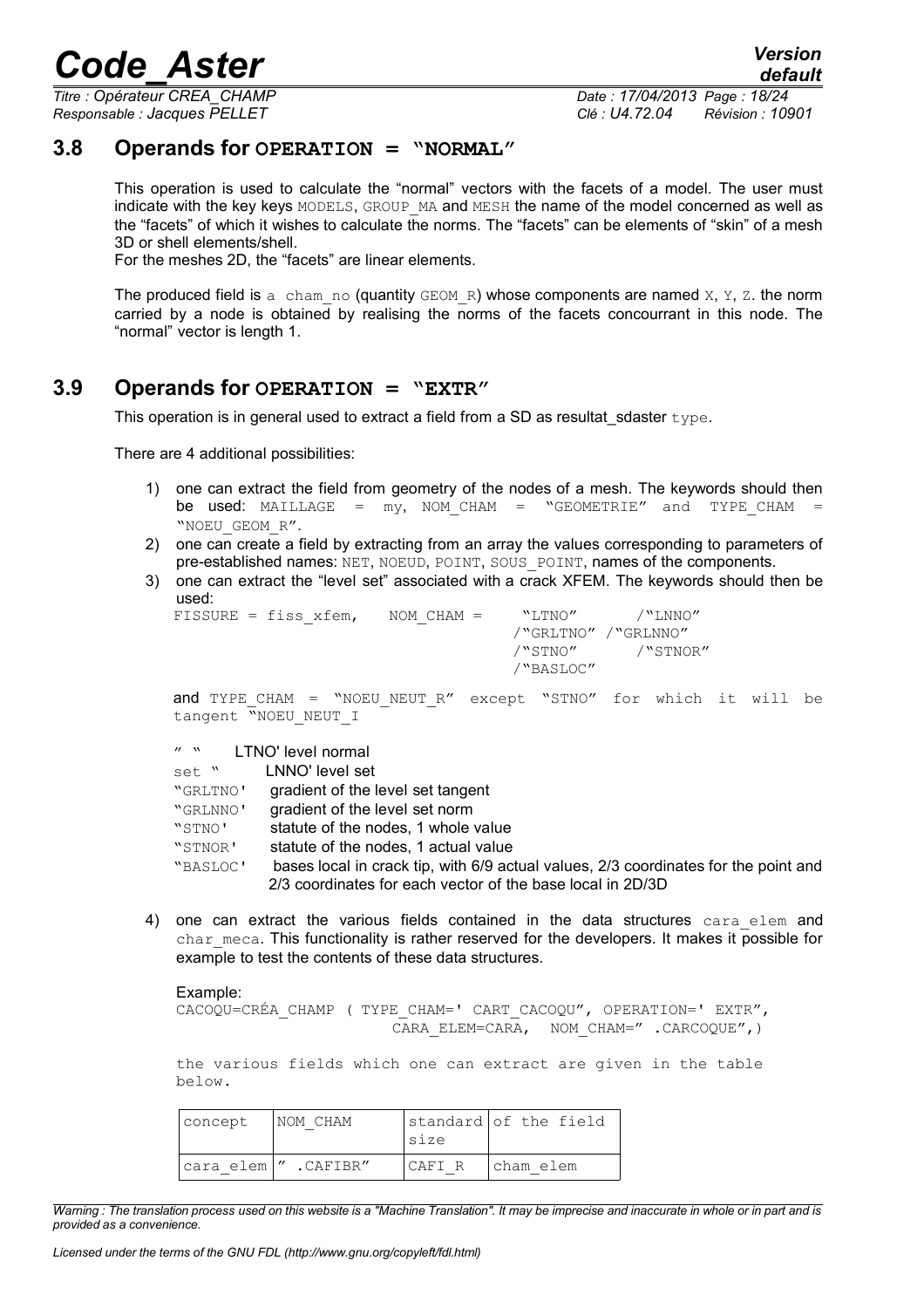## 3.8 Operands for OPERATION = "NORMAL"

This operation is used to calculate the "normal" vectors with the facets of a model. The user must indicate with the key keys MODELS, GROUP_MA and MESH the name of the model concerned as well as the "facets" of which it wishes to calculate the norms. The "facets" can be elements of "skin" of a mesh 3D or shell elements/shell.
For the meshes 2D, the "facets" are linear elements.

The produced field is a cham_no (quantity GEOM_R) whose components are named X, Y, Z. the norm carried by a node is obtained by realising the norms of the facets concourrant in this node. The "normal" vector is length 1.

## 3.9 Operands for OPERATION = "EXTR"

This operation is in general used to extract a field from a SD as resultat_sdaster type.

There are 4 additional possibilities:

1) one can extract the field from geometry of the nodes of a mesh. The keywords should then be used: MAILLAGE = my, NOM_CHAM = "GEOMETRIE" and TYPE_CHAM = "NOEU_GEOM_R".
2) one can create a field by extracting from an array the values corresponding to parameters of pre-established names: NET, NOEUD, POINT, SOUS_POINT, names of the components.
3) one can extract the "level set" associated with a crack XFEM. The keywords should then be used:

```
FISSURE = fiss_xfem,   NOM_CHAM =   "LTNO"      /"LNNO"
                                   /"GRLTNO" /"GRLNNO"
                                   /"STNO"     /"STNOR"
                                   /"BASLOC"
```

   and TYPE_CHAM = "NOEU_NEUT_R" except "STNO" for which it will be tangent "NOEU_NEUT_I

   " "   LTNO' level normal
   set "   LNNO' level set
   "GRLTNO'   gradient of the level set tangent
   "GRLNNO'   gradient of the level set norm
   "STNO'   statute of the nodes, 1 whole value
   "STNOR'   statute of the nodes, 1 actual value
   "BASLOC'   bases local in crack tip, with 6/9 actual values, 2/3 coordinates for the point and 2/3 coordinates for each vector of the base local in 2D/3D

4) one can extract the various fields contained in the data structures cara_elem and char_meca. This functionality is rather reserved for the developers. It makes it possible for example to test the contents of these data structures.

   Example:

```
CACOQU=CRÉA_CHAMP ( TYPE_CHAM=' CART_CACOQU", OPERATION=' EXTR",
                    CARA_ELEM=CARA,  NOM_CHAM=" .CARCOQUE",)
```

   the various fields which one can extract are given in the table below.

| concept | NOM_CHAM | standard size | of the field |
|---|---|---|---|
| cara_elem | " .CAFIBR" | CAFI_R | cham_elem |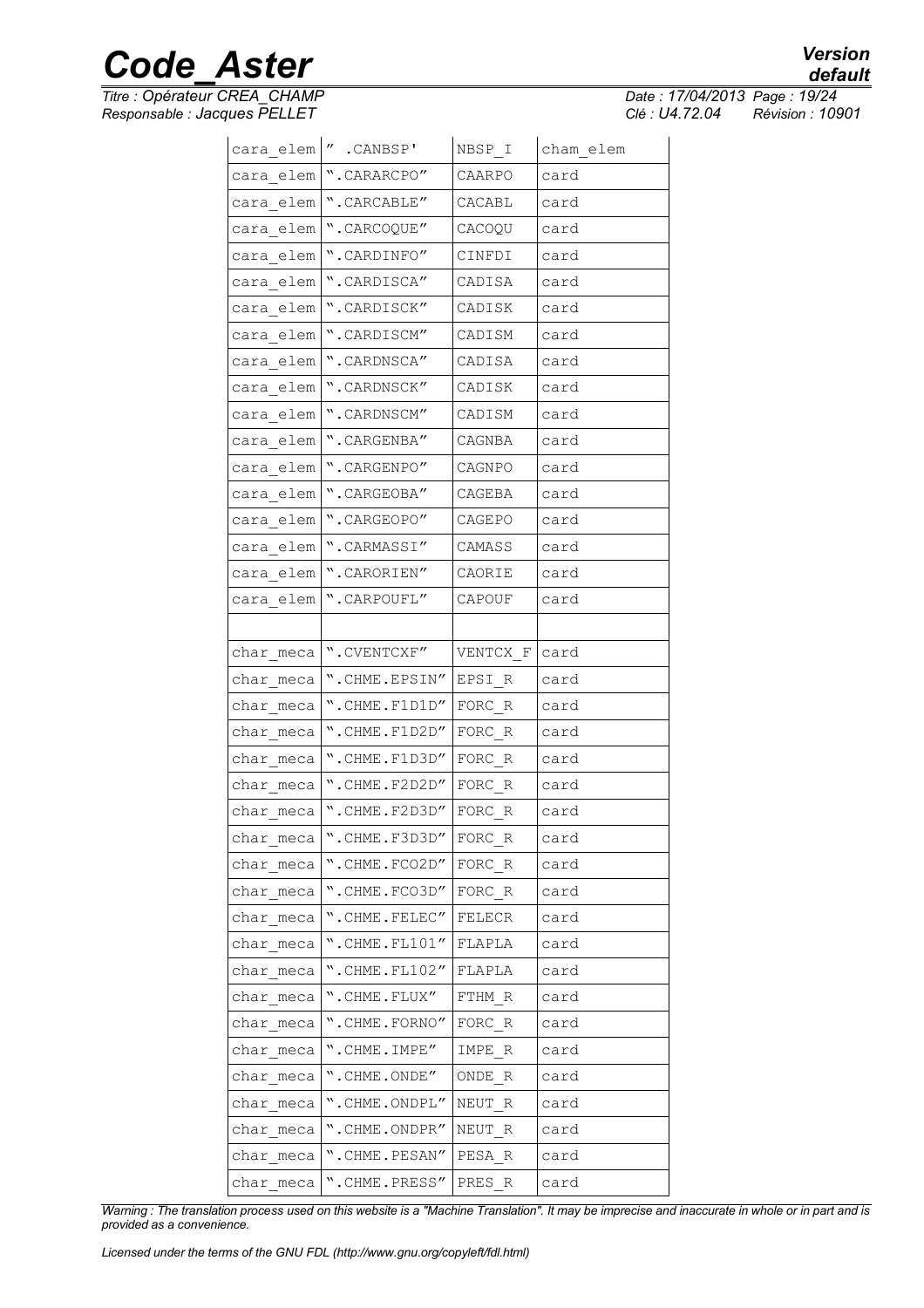| cara_elem | " .CANBSP' | NBSP_I | cham_elem |
|---|---|---|---|
| cara_elem | ".CARARCPO" | CAARPO | card |
| cara_elem | ".CARCABLE" | CACABL | card |
| cara_elem | ".CARCOQUE" | CACOQU | card |
| cara_elem | ".CARDINFO" | CINFDI | card |
| cara_elem | ".CARDISCA" | CADISA | card |
| cara_elem | ".CARDISCK" | CADISK | card |
| cara_elem | ".CARDISCM" | CADISM | card |
| cara_elem | ".CARDNSCA" | CADISA | card |
| cara_elem | ".CARDNSCK" | CADISK | card |
| cara_elem | ".CARDNSCM" | CADISM | card |
| cara_elem | ".CARGENBA" | CAGNBA | card |
| cara_elem | ".CARGENPO" | CAGNPO | card |
| cara_elem | ".CARGEOBA" | CAGEBA | card |
| cara_elem | ".CARGEOPO" | CAGEPO | card |
| cara_elem | ".CARMASSI" | CAMASS | card |
| cara_elem | ".CARORIEN" | CAORIE | card |
| cara_elem | ".CARPOUFL" | CAPOUF | card |
| | | | |
| char_meca | ".CVENTCXF" | VENTCX_F | card |
| char_meca | ".CHME.EPSIN" | EPSI_R | card |
| char_meca | ".CHME.F1D1D" | FORC_R | card |
| char_meca | ".CHME.F1D2D" | FORC_R | card |
| char_meca | ".CHME.F1D3D" | FORC_R | card |
| char_meca | ".CHME.F2D2D" | FORC_R | card |
| char_meca | ".CHME.F2D3D" | FORC_R | card |
| char_meca | ".CHME.F3D3D" | FORC_R | card |
| char_meca | ".CHME.FCO2D" | FORC_R | card |
| char_meca | ".CHME.FCO3D" | FORC_R | card |
| char_meca | ".CHME.FELEC" | FELECR | card |
| char_meca | ".CHME.FL101" | FLAPLA | card |
| char_meca | ".CHME.FL102" | FLAPLA | card |
| char_meca | ".CHME.FLUX" | FTHM_R | card |
| char_meca | ".CHME.FORNO" | FORC_R | card |
| char_meca | ".CHME.IMPE" | IMPE_R | card |
| char_meca | ".CHME.ONDE" | ONDE_R | card |
| char_meca | ".CHME.ONDPL" | NEUT_R | card |
| char_meca | ".CHME.ONDPR" | NEUT_R | card |
| char_meca | ".CHME.PESAN" | PESA_R | card |
| char_meca | ".CHME.PRESS" | PRES_R | card |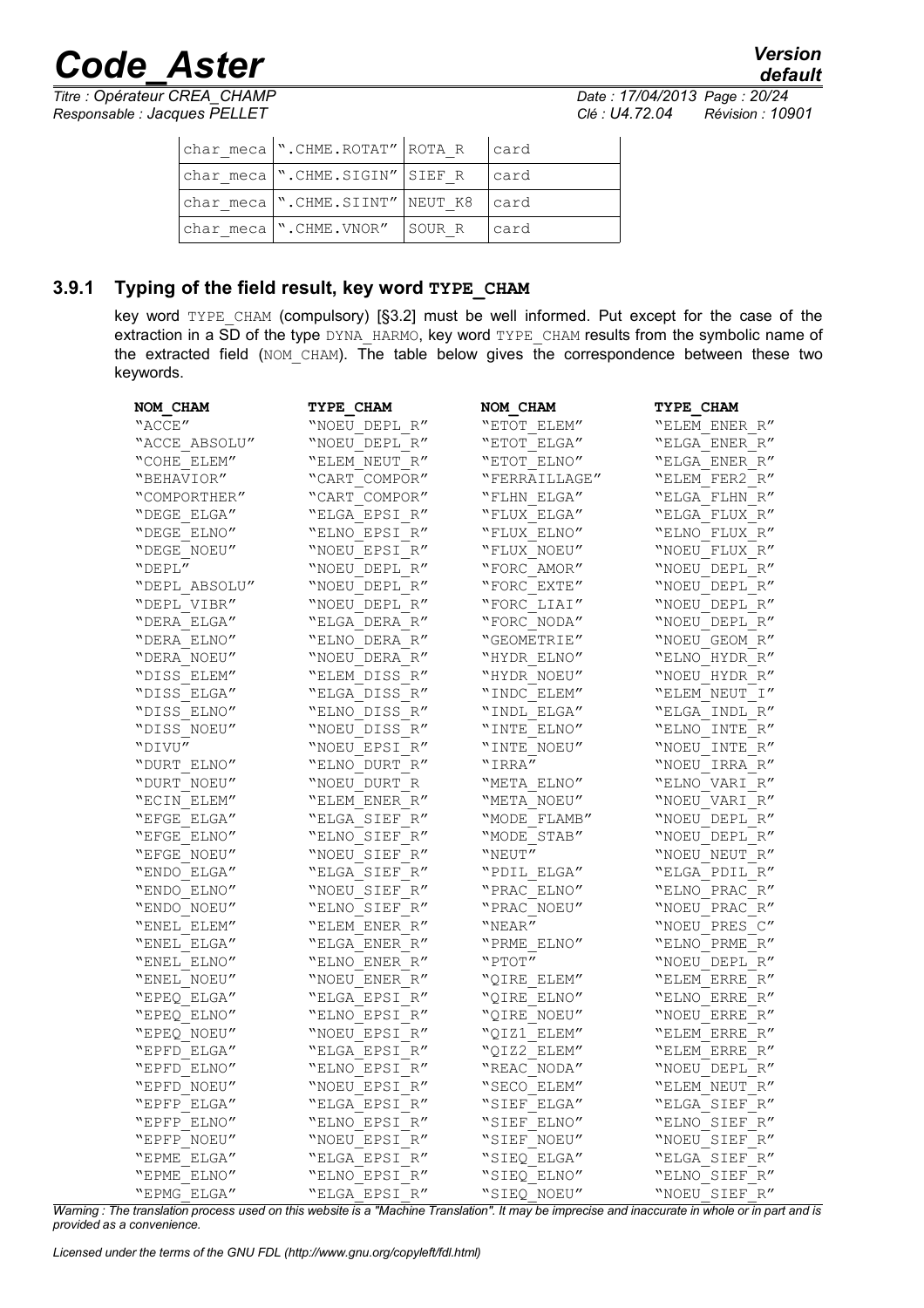| | | | |
|---|---|---|---|
| char_meca | ".CHME.ROTAT" | ROTA_R | card |
| char_meca | ".CHME.SIGIN" | SIEF_R | card |
| char_meca | ".CHME.SIINT" | NEUT_K8 | card |
| char_meca | ".CHME.VNOR" | SOUR_R | card |

#### 3.9.1 Typing of the field result, key word **TYPE_CHAM**

key word TYPE_CHAM (compulsory) [§3.2] must be well informed. Put except for the case of the extraction in a SD of the type DYNA_HARMO, key word TYPE_CHAM results from the symbolic name of the extracted field (NOM_CHAM). The table below gives the correspondence between these two keywords.

| NOM_CHAM | TYPE_CHAM | NOM_CHAM | TYPE_CHAM |
|---|---|---|---|
| "ACCE" | "NOEU_DEPL_R" | "ETOT_ELEM" | "ELEM_ENER_R" |
| "ACCE_ABSOLU" | "NOEU_DEPL_R" | "ETOT_ELGA" | "ELGA_ENER_R" |
| "COHE_ELEM" | "ELEM_NEUT_R" | "ETOT_ELNO" | "ELGA_ENER_R" |
| "BEHAVIOR" | "CART_COMPOR" | "FERRAILLAGE" | "ELEM_FER2_R" |
| "COMPORTHER" | "CART_COMPOR" | "FLHN_ELGA" | "ELGA_FLHN_R" |
| "DEGE_ELGA" | "ELGA_EPSI_R" | "FLUX_ELGA" | "ELGA_FLUX_R" |
| "DEGE_ELNO" | "ELNO_EPSI_R" | "FLUX_ELNO" | "ELNO_FLUX_R" |
| "DEGE_NOEU" | "NOEU_EPSI_R" | "FLUX_NOEU" | "NOEU_FLUX_R" |
| "DEPL" | "NOEU_DEPL_R" | "FORC_AMOR" | "NOEU_DEPL_R" |
| "DEPL_ABSOLU" | "NOEU_DEPL_R" | "FORC_EXTE" | "NOEU_DEPL_R" |
| "DEPL_VIBR" | "NOEU_DEPL_R" | "FORC_LIAI" | "NOEU_DEPL_R" |
| "DERA_ELGA" | "ELGA_DERA_R" | "FORC_NODA" | "NOEU_DEPL_R" |
| "DERA_ELNO" | "ELNO_DERA_R" | "GEOMETRIE" | "NOEU_GEOM_R" |
| "DERA_NOEU" | "NOEU_DERA_R" | "HYDR_ELNO" | "ELNO_HYDR_R" |
| "DISS_ELEM" | "ELEM_DISS_R" | "HYDR_NOEU" | "NOEU_HYDR_R" |
| "DISS_ELGA" | "ELGA_DISS_R" | "INDC_ELEM" | "ELEM_NEUT_I" |
| "DISS_ELNO" | "ELNO_DISS_R" | "INDL_ELGA" | "ELGA_INDL_R" |
| "DISS_NOEU" | "NOEU_DISS_R" | "INTE_ELNO" | "ELNO_INTE_R" |
| "DIVU" | "NOEU_EPSI_R" | "INTE_NOEU" | "NOEU_INTE_R" |
| "DURT_ELNO" | "ELNO_DURT_R" | "IRRA" | "NOEU_IRRA_R" |
| "DURT_NOEU" | "NOEU_DURT_R | "META_ELNO" | "ELNO_VARI_R" |
| "ECIN_ELEM" | "ELEM_ENER_R" | "META_NOEU" | "NOEU_VARI_R" |
| "EFGE_ELGA" | "ELGA_SIEF_R" | "MODE_FLAMB" | "NOEU_DEPL_R" |
| "EFGE_ELNO" | "ELNO_SIEF_R" | "MODE_STAB" | "NOEU_DEPL_R" |
| "EFGE_NOEU" | "NOEU_SIEF_R" | "NEUT" | "NOEU_NEUT_R" |
| "ENDO_ELGA" | "ELGA_SIEF_R" | "PDIL_ELGA" | "ELGA_PDIL_R" |
| "ENDO_ELNO" | "NOEU_SIEF_R" | "PRAC_ELNO" | "ELNO_PRAC_R" |
| "ENDO_NOEU" | "ELNO_SIEF_R" | "PRAC_NOEU" | "NOEU_PRAC_R" |
| "ENEL_ELEM" | "ELEM_ENER_R" | "NEAR" | "NOEU_PRES_C" |
| "ENEL_ELGA" | "ELGA_ENER_R" | "PRME_ELNO" | "ELNO_PRME_R" |
| "ENEL_ELNO" | "ELNO_ENER_R" | "PTOT" | "NOEU_DEPL_R" |
| "ENEL_NOEU" | "NOEU_ENER_R" | "QIRE_ELEM" | "ELEM_ERRE_R" |
| "EPEQ_ELGA" | "ELGA_EPSI_R" | "QIRE_ELNO" | "ELNO_ERRE_R" |
| "EPEQ_ELNO" | "ELNO_EPSI_R" | "QIRE_NOEU" | "NOEU_ERRE_R" |
| "EPEQ_NOEU" | "NOEU_EPSI_R" | "QIZ1_ELEM" | "ELEM_ERRE_R" |
| "EPFD_ELGA" | "ELGA_EPSI_R" | "QIZ2_ELEM" | "ELEM_ERRE_R" |
| "EPFD_ELNO" | "ELNO_EPSI_R" | "REAC_NODA" | "NOEU_DEPL_R" |
| "EPFD_NOEU" | "NOEU_EPSI_R" | "SECO_ELEM" | "ELEM_NEUT_R" |
| "EPFP_ELGA" | "ELGA_EPSI_R" | "SIEF_ELGA" | "ELGA_SIEF_R" |
| "EPFP_ELNO" | "ELNO_EPSI_R" | "SIEF_ELNO" | "ELNO_SIEF_R" |
| "EPFP_NOEU" | "NOEU_EPSI_R" | "SIEF_NOEU" | "NOEU_SIEF_R" |
| "EPME_ELGA" | "ELGA_EPSI_R" | "SIEQ_ELGA" | "ELGA_SIEF_R" |
| "EPME_ELNO" | "ELNO_EPSI_R" | "SIEQ_ELNO" | "ELNO_SIEF_R" |
| "EPMG_ELGA" | "ELGA_EPSI_R" | "SIEQ_NOEU" | "NOEU_SIEF_R" |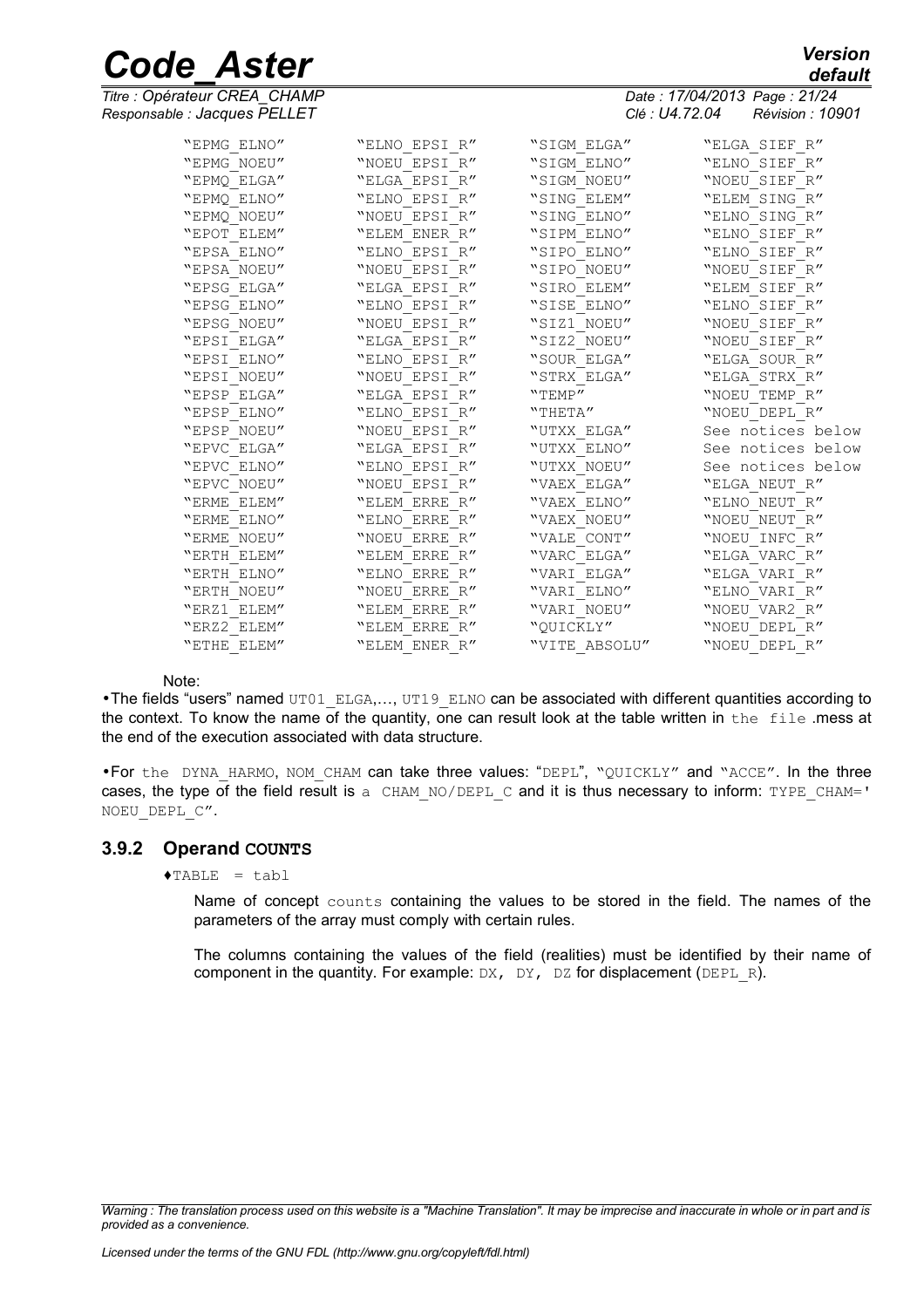| | | | |
|---|---|---|---|
| "EPMG_ELNO" | "ELNO_EPSI_R" | "SIGM_ELGA" | "ELGA_SIEF_R" |
| "EPMG_NOEU" | "NOEU_EPSI_R" | "SIGM_ELNO" | "ELNO_SIEF_R" |
| "EPMQ_ELGA" | "ELGA_EPSI_R" | "SIGM_NOEU" | "NOEU_SIEF_R" |
| "EPMQ_ELNO" | "ELNO_EPSI_R" | "SING_ELEM" | "ELEM_SING_R" |
| "EPMQ_NOEU" | "NOEU_EPSI_R" | "SING_ELNO" | "ELNO_SING_R" |
| "EPOT_ELEM" | "ELEM_ENER_R" | "SIPM_ELNO" | "ELNO_SIEF_R" |
| "EPSA_ELNO" | "ELNO_EPSI_R" | "SIPO_ELNO" | "ELNO_SIEF_R" |
| "EPSA_NOEU" | "NOEU_EPSI_R" | "SIPO_NOEU" | "NOEU_SIEF_R" |
| "EPSG_ELGA" | "ELGA_EPSI_R" | "SIRO_ELEM" | "ELEM_SIEF_R" |
| "EPSG_ELNO" | "ELNO_EPSI_R" | "SISE_ELNO" | "ELNO_SIEF_R" |
| "EPSG_NOEU" | "NOEU_EPSI_R" | "SIZ1_NOEU" | "NOEU_SIEF_R" |
| "EPSI_ELGA" | "ELGA_EPSI_R" | "SIZ2_NOEU" | "NOEU_SIEF_R" |
| "EPSI_ELNO" | "ELNO_EPSI_R" | "SOUR_ELGA" | "ELGA_SOUR_R" |
| "EPSI_NOEU" | "NOEU_EPSI_R" | "STRX_ELGA" | "ELGA_STRX_R" |
| "EPSP_ELGA" | "ELGA_EPSI_R" | "TEMP" | "NOEU_TEMP_R" |
| "EPSP_ELNO" | "ELNO_EPSI_R" | "THETA" | "NOEU_DEPL_R" |
| "EPSP_NOEU" | "NOEU_EPSI_R" | "UTXX_ELGA" | See notices below |
| "EPVC_ELGA" | "ELGA_EPSI_R" | "UTXX_ELNO" | See notices below |
| "EPVC_ELNO" | "ELNO_EPSI_R" | "UTXX_NOEU" | See notices below |
| "EPVC_NOEU" | "NOEU_EPSI_R" | "VAEX_ELGA" | "ELGA_NEUT_R" |
| "ERME_ELEM" | "ELEM_ERRE_R" | "VAEX_ELNO" | "ELNO_NEUT_R" |
| "ERME_ELNO" | "ELNO_ERRE_R" | "VAEX_NOEU" | "NOEU_NEUT_R" |
| "ERME_NOEU" | "NOEU_ERRE_R" | "VALE_CONT" | "NOEU_INFC_R" |
| "ERTH_ELEM" | "ELEM_ERRE_R" | "VARC_ELGA" | "ELGA_VARC_R" |
| "ERTH_ELNO" | "ELNO_ERRE_R" | "VARI_ELGA" | "ELGA_VARI_R" |
| "ERTH_NOEU" | "NOEU_ERRE_R" | "VARI_ELNO" | "ELNO_VARI_R" |
| "ERZ1_ELEM" | "ELEM_ERRE_R" | "VARI_NOEU" | "NOEU_VAR2_R" |
| "ERZ2_ELEM" | "ELEM_ERRE_R" | "QUICKLY" | "NOEU_DEPL_R" |
| "ETHE_ELEM" | "ELEM_ENER_R" | "VITE_ABSOLU" | "NOEU_DEPL_R" |

Note:

- The fields "users" named UT01_ELGA,..., UT19_ELNO can be associated with different quantities according to the context. To know the name of the quantity, one can result look at the table written in the file .mess at the end of the execution associated with data structure.

- For the DYNA_HARMO, NOM_CHAM can take three values: "DEPL", "QUICKLY" and "ACCE". In the three cases, the type of the field result is a CHAM_NO/DEPL_C and it is thus necessary to inform: TYPE_CHAM=' NOEU_DEPL_C".

### 3.9.2 Operand COUNTS

♦TABLE = tabl

Name of concept counts containing the values to be stored in the field. The names of the parameters of the array must comply with certain rules.

The columns containing the values of the field (realities) must be identified by their name of component in the quantity. For example: DX, DY, DZ for displacement (DEPL_R).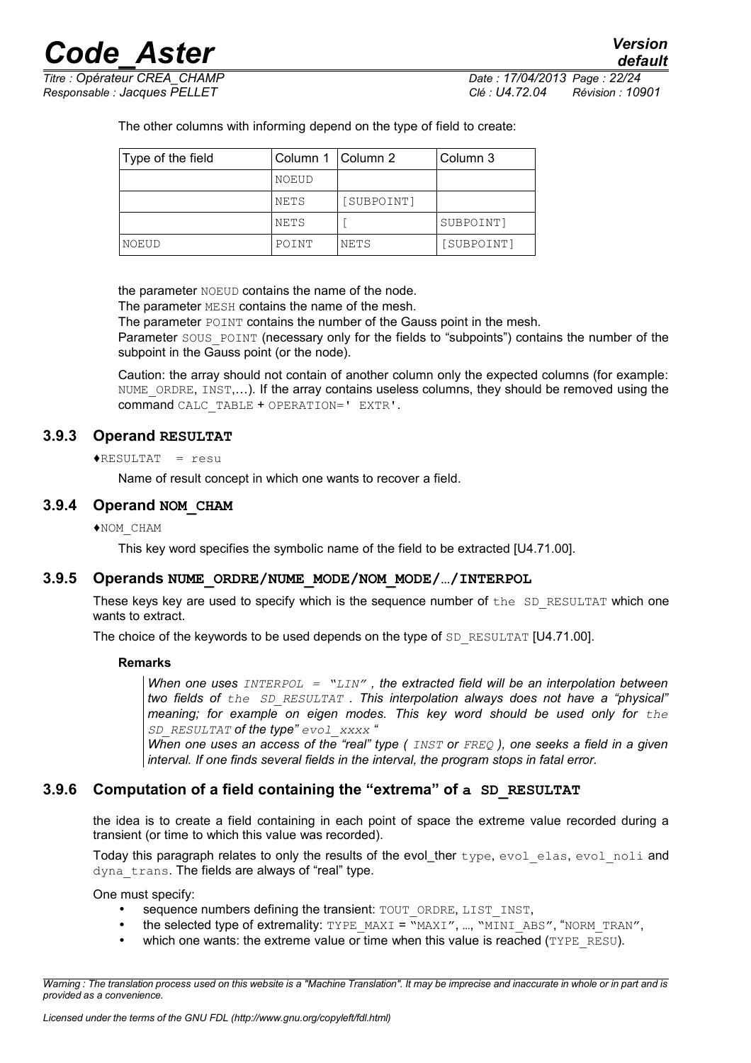The other columns with informing depend on the type of field to create:

| Type of the field | Column 1 | Column 2 | Column 3 |
|---|---|---|---|
| | NOEUD | | |
| | NETS | [SUBPOINT] | |
| | NETS | [ | SUBPOINT] |
| NOEUD | POINT | NETS | [SUBPOINT] |

the parameter NOEUD contains the name of the node.
The parameter MESH contains the name of the mesh.
The parameter POINT contains the number of the Gauss point in the mesh.
Parameter SOUS_POINT (necessary only for the fields to "subpoints") contains the number of the subpoint in the Gauss point (or the node).

Caution: the array should not contain of another column only the expected columns (for example: NUME_ORDRE, INST,…). If the array contains useless columns, they should be removed using the command CALC_TABLE + OPERATION=' EXTR'.

### 3.9.3 Operand RESULTAT

♦RESULTAT = resu

Name of result concept in which one wants to recover a field.

### 3.9.4 Operand NOM_CHAM

♦NOM_CHAM

This key word specifies the symbolic name of the field to be extracted [U4.71.00].

### 3.9.5 Operands NUME_ORDRE/NUME_MODE/NOM_MODE/…/INTERPOL

These keys key are used to specify which is the sequence number of the SD_RESULTAT which one wants to extract.

The choice of the keywords to be used depends on the type of SD_RESULTAT [U4.71.00].

**Remarks**

*When one uses INTERPOL = "LIN" , the extracted field will be an interpolation between two fields of the SD_RESULTAT . This interpolation always does not have a "physical" meaning; for example on eigen modes. This key word should be used only for the SD_RESULTAT of the type" evol_xxxx "*
*When one uses an access of the "real" type ( INST or FREQ ), one seeks a field in a given interval. If one finds several fields in the interval, the program stops in fatal error.*

### 3.9.6 Computation of a field containing the "extrema" of a SD_RESULTAT

the idea is to create a field containing in each point of space the extreme value recorded during a transient (or time to which this value was recorded).

Today this paragraph relates to only the results of the evol_ther type, evol_elas, evol_noli and dyna_trans. The fields are always of "real" type.

One must specify:

- sequence numbers defining the transient: TOUT_ORDRE, LIST_INST,
- the selected type of extremality: TYPE_MAXI = "MAXI", …, "MINI_ABS", "NORM_TRAN",
- which one wants: the extreme value or time when this value is reached (TYPE_RESU).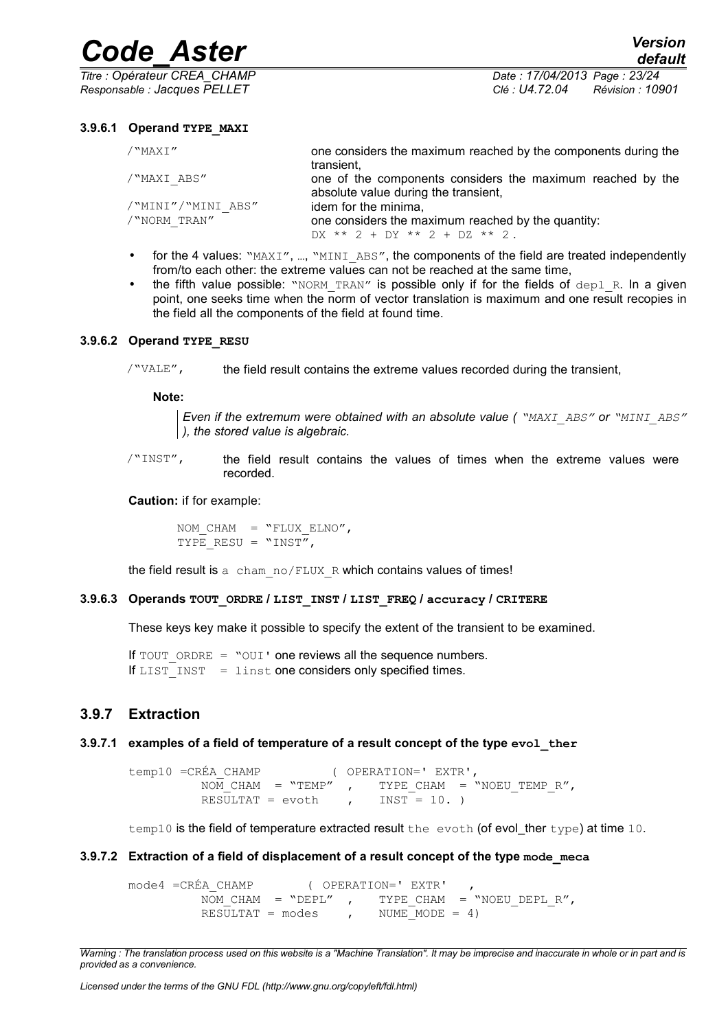#### 3.9.6.1 Operand TYPE_MAXI

| | |
|---|---|
| /"MAXI" | one considers the maximum reached by the components during the transient, |
| /"MAXI_ABS" | one of the components considers the maximum reached by the absolute value during the transient, |
| /"MINI"/"MINI_ABS" | idem for the minima, |
| /"NORM_TRAN" | one considers the maximum reached by the quantity: DX ** 2 + DY ** 2 + DZ ** 2 . |

- for the 4 values: "MAXI", ..., "MINI_ABS", the components of the field are treated independently from/to each other: the extreme values can not be reached at the same time,
- the fifth value possible: "NORM_TRAN" is possible only if for the fields of depl_R. In a given point, one seeks time when the norm of vector translation is maximum and one result recopies in the field all the components of the field at found time.

#### 3.9.6.2 Operand TYPE_RESU

/"VALE", the field result contains the extreme values recorded during the transient,

**Note:**

> *Even if the extremum were obtained with an absolute value ( "MAXI_ABS" or "MINI_ABS" ), the stored value is algebraic.*

/"INST", the field result contains the values of times when the extreme values were recorded.

**Caution:** if for example:

```
NOM_CHAM  = "FLUX_ELNO",
TYPE_RESU = "INST",
```

the field result is a cham_no/FLUX_R which contains values of times!

#### 3.9.6.3 Operands TOUT_ORDRE / LIST_INST / LIST_FREQ / accuracy / CRITERE

These keys key make it possible to specify the extent of the transient to be examined.

If TOUT_ORDRE = "OUI' one reviews all the sequence numbers.
If LIST_INST = linst one considers only specified times.

### 3.9.7 Extraction

#### 3.9.7.1 examples of a field of temperature of a result concept of the type evol_ther

```
temp10 =CRÉA_CHAMP          ( OPERATION=' EXTR',
          NOM_CHAM  = "TEMP"  ,    TYPE_CHAM  = "NOEU_TEMP_R",
          RESULTAT = evoth    ,    INST = 10. )
```

temp10 is the field of temperature extracted result the evoth (of evol_ther type) at time 10.

#### 3.9.7.2 Extraction of a field of displacement of a result concept of the type mode_meca

```
mode4 =CRÉA_CHAMP        ( OPERATION=' EXTR'   ,
          NOM_CHAM  = "DEPL"  ,    TYPE_CHAM  = "NOEU_DEPL_R",
          RESULTAT = modes    ,    NUME_MODE = 4)
```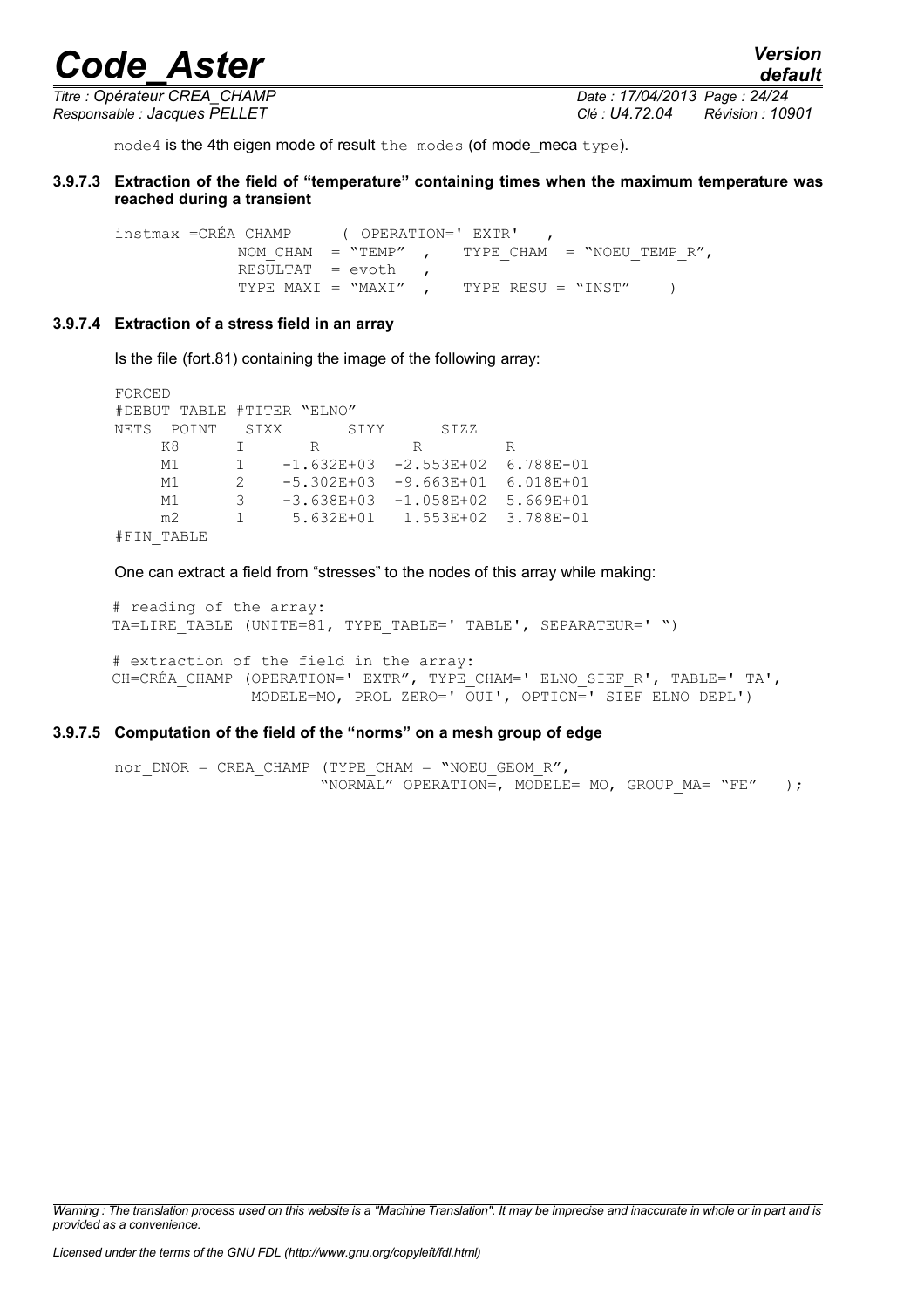mode4 is the 4th eigen mode of result the modes (of mode_meca type).

#### 3.9.7.3 Extraction of the field of "temperature" containing times when the maximum temperature was reached during a transient

```
instmax =CRÉA_CHAMP      ( OPERATION=' EXTR'   ,
             NOM_CHAM  = "TEMP"  ,    TYPE_CHAM  = "NOEU_TEMP_R",
             RESULTAT  = evoth   ,
             TYPE_MAXI = "MAXI"  ,    TYPE_RESU = "INST"     )
```

#### 3.9.7.4 Extraction of a stress field in an array

Is the file (fort.81) containing the image of the following array:

```
FORCED
#DEBUT_TABLE #TITER "ELNO"
NETS  POINT   SIXX       SIYY       SIZZ
     K8      I       R           R          R
     M1      1    -1.632E+03  -2.553E+02  6.788E-01
     M1      2    -5.302E+03  -9.663E+01  6.018E+01
     M1      3    -3.638E+03  -1.058E+02  5.669E+01
     m2      1     5.632E+01   1.553E+02  3.788E-01
#FIN_TABLE
```

One can extract a field from "stresses" to the nodes of this array while making:

```
# reading of the array:
TA=LIRE_TABLE (UNITE=81, TYPE_TABLE=' TABLE', SEPARATEUR=' ")

# extraction of the field in the array:
CH=CRÉA_CHAMP (OPERATION=' EXTR", TYPE_CHAM=' ELNO_SIEF_R', TABLE=' TA',
              MODELE=MO, PROL_ZERO=' OUI', OPTION=' SIEF_ELNO_DEPL')
```

#### 3.9.7.5 Computation of the field of the "norms" on a mesh group of edge

```
nor_DNOR = CREA_CHAMP (TYPE_CHAM = "NOEU_GEOM_R",
                       "NORMAL" OPERATION=, MODELE= MO, GROUP_MA= "FE"   );
```